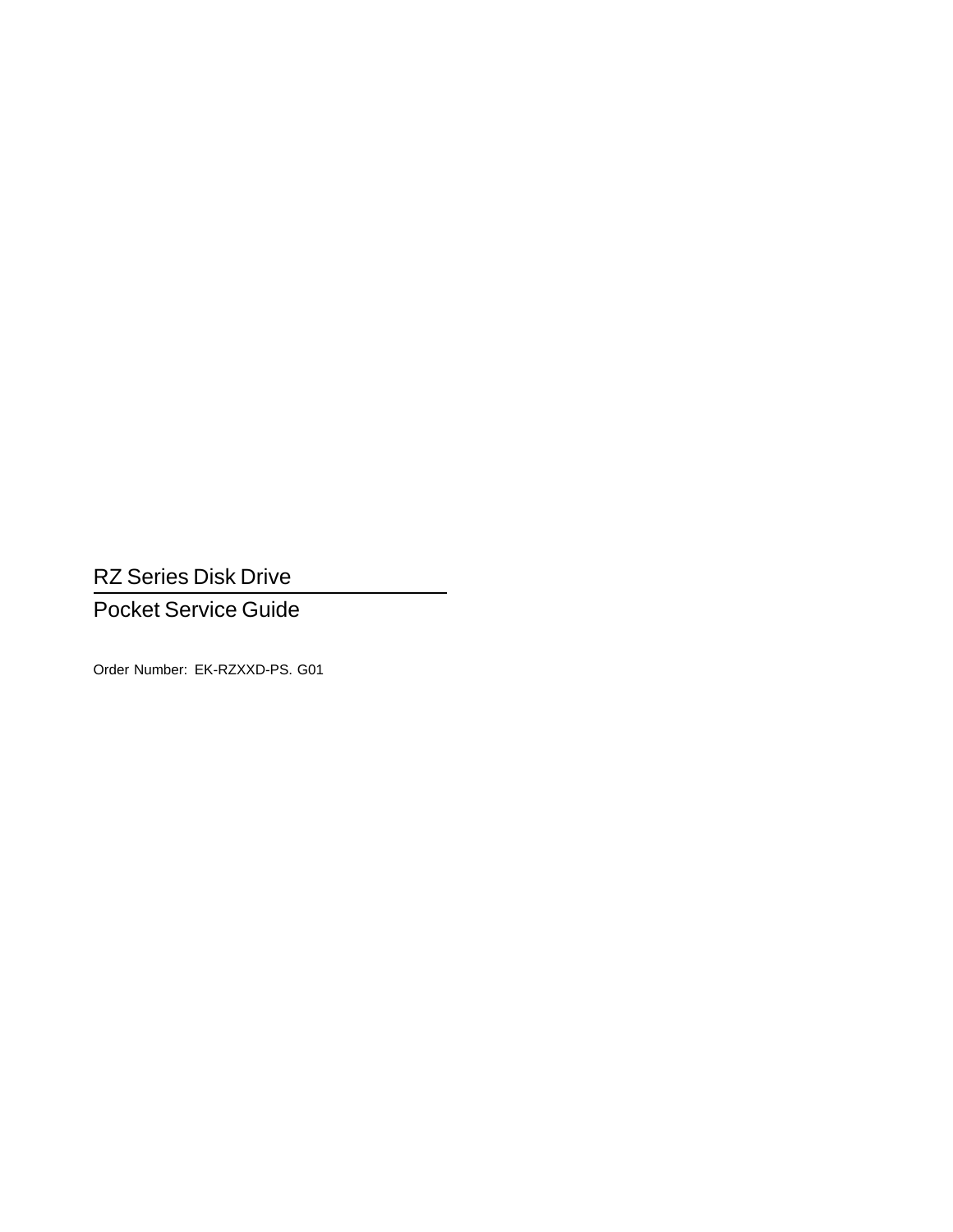# RZ Series Disk Drive

## Pocket Service Guide

Order Number: EK-RZXXD-PS. G01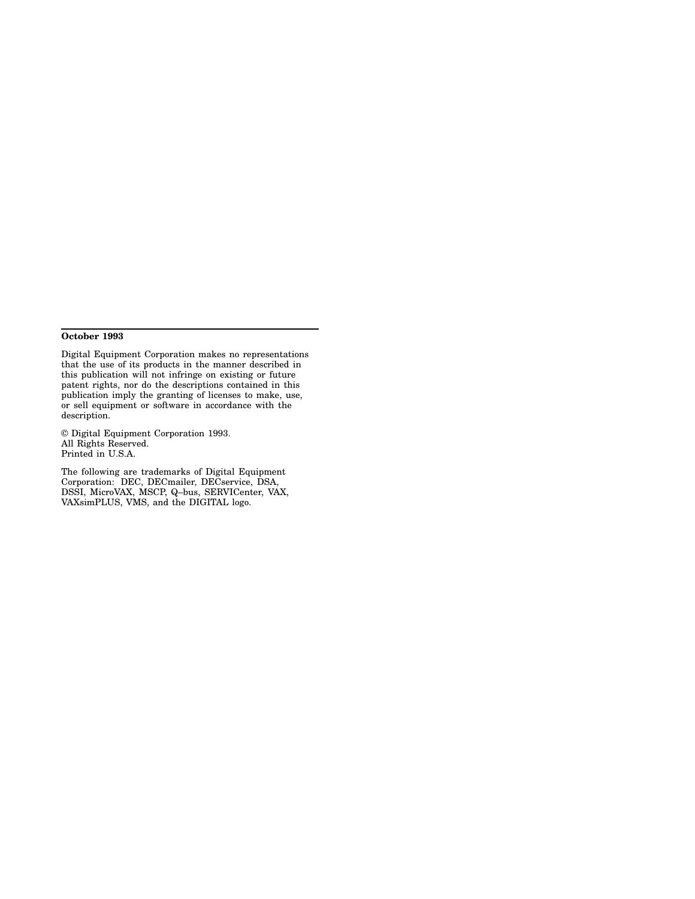**October 1993**

Digital Equipment Corporation makes no representations that the use of its products in the manner described in this publication will not infringe on existing or future patent rights, nor do the descriptions contained in this publication imply the granting of licenses to make, use, or sell equipment or software in accordance with the description.

© Digital Equipment Corporation 1993.
All Rights Reserved.
Printed in U.S.A.

The following are trademarks of Digital Equipment Corporation: DEC, DECmailer, DECservice, DSA, DSSI, MicroVAX, MSCP, Q–bus, SERVICenter, VAX, VAXsimPLUS, VMS, and the DIGITAL logo.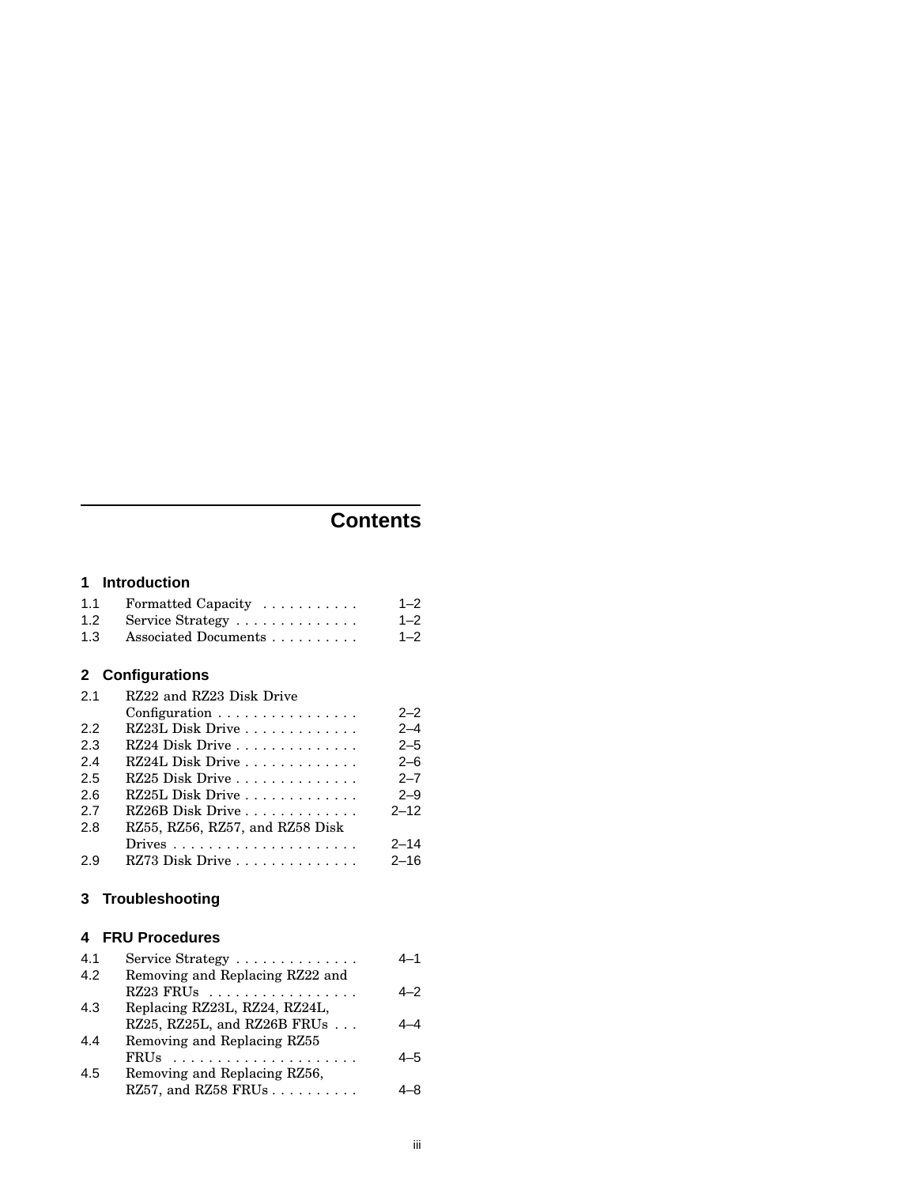# Contents

## 1 Introduction

| | | |
|---|---|---|
| 1.1 | Formatted Capacity | 1–2 |
| 1.2 | Service Strategy | 1–2 |
| 1.3 | Associated Documents | 1–2 |

## 2 Configurations

| | | |
|---|---|---|
| 2.1 | RZ22 and RZ23 Disk Drive Configuration | 2–2 |
| 2.2 | RZ23L Disk Drive | 2–4 |
| 2.3 | RZ24 Disk Drive | 2–5 |
| 2.4 | RZ24L Disk Drive | 2–6 |
| 2.5 | RZ25 Disk Drive | 2–7 |
| 2.6 | RZ25L Disk Drive | 2–9 |
| 2.7 | RZ26B Disk Drive | 2–12 |
| 2.8 | RZ55, RZ56, RZ57, and RZ58 Disk Drives | 2–14 |
| 2.9 | RZ73 Disk Drive | 2–16 |

## 3 Troubleshooting

## 4 FRU Procedures

| | | |
|---|---|---|
| 4.1 | Service Strategy | 4–1 |
| 4.2 | Removing and Replacing RZ22 and RZ23 FRUs | 4–2 |
| 4.3 | Replacing RZ23L, RZ24, RZ24L, RZ25, RZ25L, and RZ26B FRUs | 4–4 |
| 4.4 | Removing and Replacing RZ55 FRUs | 4–5 |
| 4.5 | Removing and Replacing RZ56, RZ57, and RZ58 FRUs | 4–8 |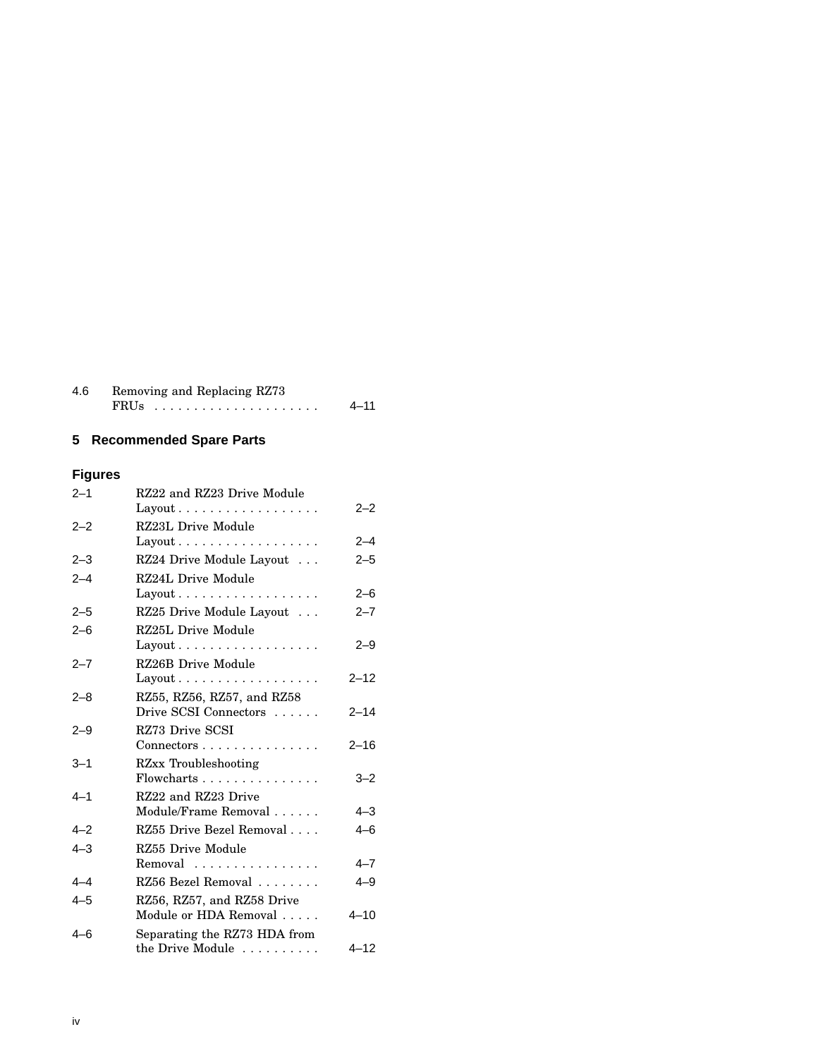| | | |
|---|---|---|
| 4.6 | Removing and Replacing RZ73 FRUs | 4–11 |

## 5 Recommended Spare Parts

## Figures

| | | |
|---|---|---|
| 2–1 | RZ22 and RZ23 Drive Module Layout | 2–2 |
| 2–2 | RZ23L Drive Module Layout | 2–4 |
| 2–3 | RZ24 Drive Module Layout | 2–5 |
| 2–4 | RZ24L Drive Module Layout | 2–6 |
| 2–5 | RZ25 Drive Module Layout | 2–7 |
| 2–6 | RZ25L Drive Module Layout | 2–9 |
| 2–7 | RZ26B Drive Module Layout | 2–12 |
| 2–8 | RZ55, RZ56, RZ57, and RZ58 Drive SCSI Connectors | 2–14 |
| 2–9 | RZ73 Drive SCSI Connectors | 2–16 |
| 3–1 | RZxx Troubleshooting Flowcharts | 3–2 |
| 4–1 | RZ22 and RZ23 Drive Module/Frame Removal | 4–3 |
| 4–2 | RZ55 Drive Bezel Removal | 4–6 |
| 4–3 | RZ55 Drive Module Removal | 4–7 |
| 4–4 | RZ56 Bezel Removal | 4–9 |
| 4–5 | RZ56, RZ57, and RZ58 Drive Module or HDA Removal | 4–10 |
| 4–6 | Separating the RZ73 HDA from the Drive Module | 4–12 |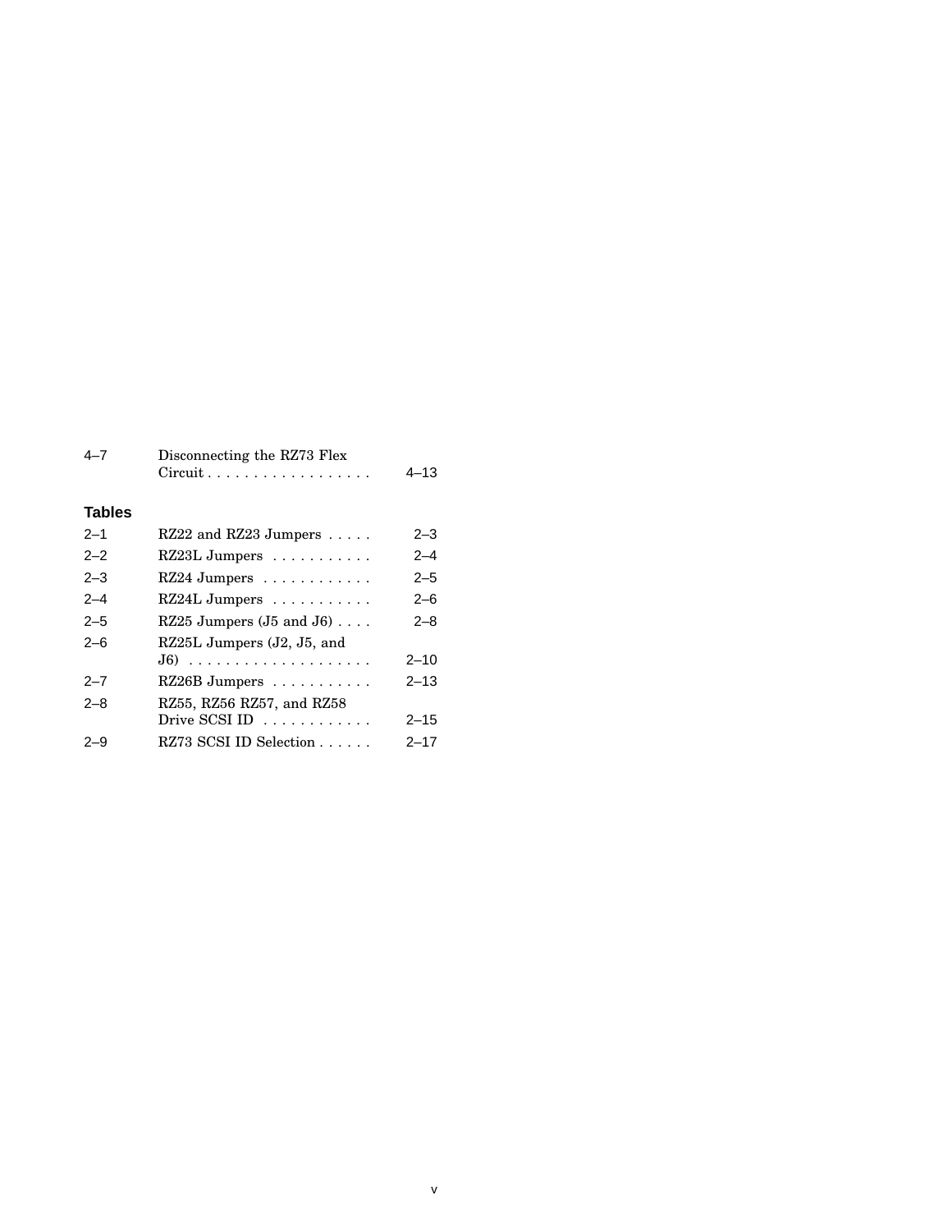| | | |
|---|---|---|
| 4–7 | Disconnecting the RZ73 Flex Circuit | 4–13 |

## Tables

| | | |
|---|---|---|
| 2–1 | RZ22 and RZ23 Jumpers | 2–3 |
| 2–2 | RZ23L Jumpers | 2–4 |
| 2–3 | RZ24 Jumpers | 2–5 |
| 2–4 | RZ24L Jumpers | 2–6 |
| 2–5 | RZ25 Jumpers (J5 and J6) | 2–8 |
| 2–6 | RZ25L Jumpers (J2, J5, and J6) | 2–10 |
| 2–7 | RZ26B Jumpers | 2–13 |
| 2–8 | RZ55, RZ56 RZ57, and RZ58 Drive SCSI ID | 2–15 |
| 2–9 | RZ73 SCSI ID Selection | 2–17 |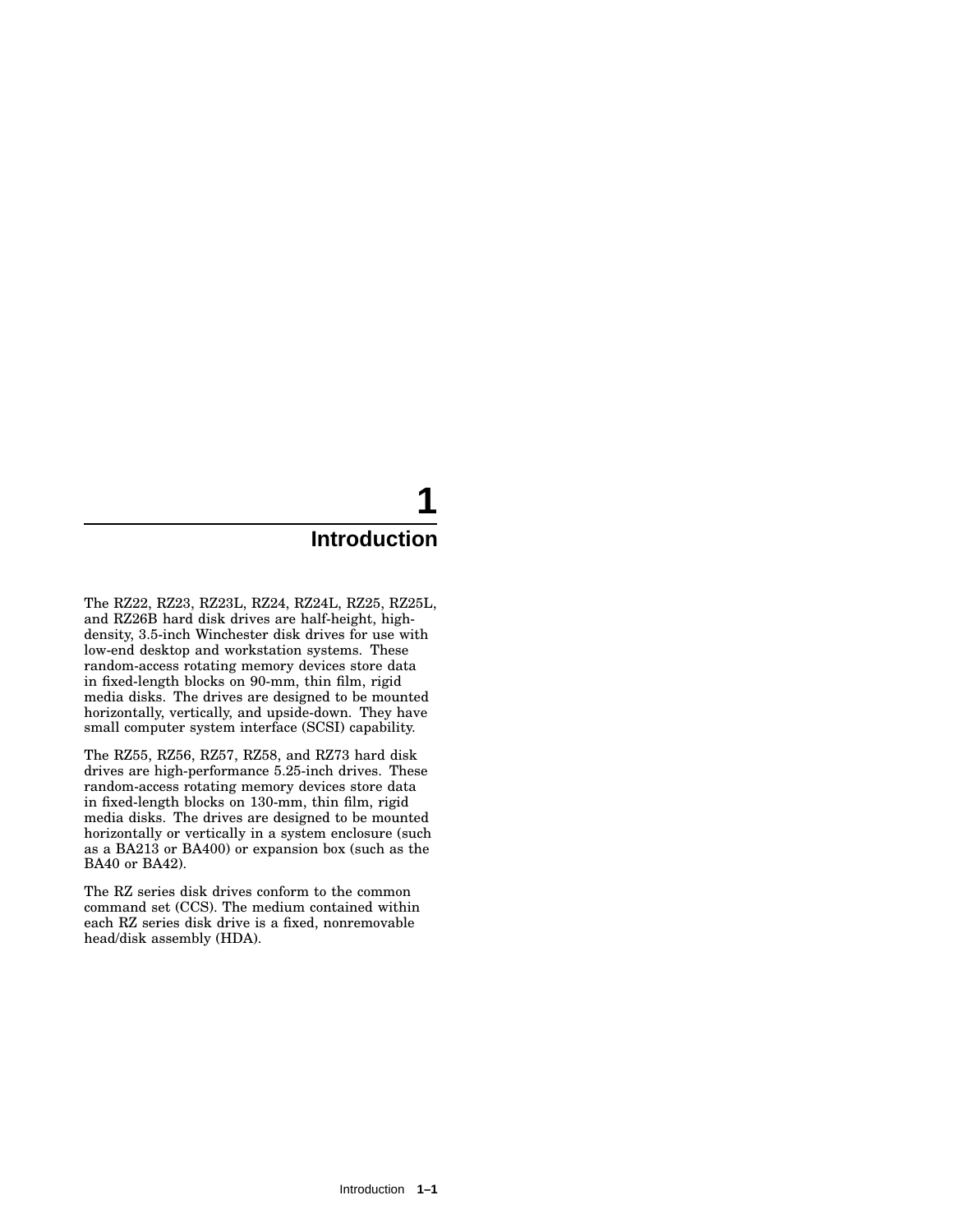# 1 Introduction

The RZ22, RZ23, RZ23L, RZ24, RZ24L, RZ25, RZ25L, and RZ26B hard disk drives are half-height, high-density, 3.5-inch Winchester disk drives for use with low-end desktop and workstation systems. These random-access rotating memory devices store data in fixed-length blocks on 90-mm, thin film, rigid media disks. The drives are designed to be mounted horizontally, vertically, and upside-down. They have small computer system interface (SCSI) capability.

The RZ55, RZ56, RZ57, RZ58, and RZ73 hard disk drives are high-performance 5.25-inch drives. These random-access rotating memory devices store data in fixed-length blocks on 130-mm, thin film, rigid media disks. The drives are designed to be mounted horizontally or vertically in a system enclosure (such as a BA213 or BA400) or expansion box (such as the BA40 or BA42).

The RZ series disk drives conform to the common command set (CCS). The medium contained within each RZ series disk drive is a fixed, nonremovable head/disk assembly (HDA).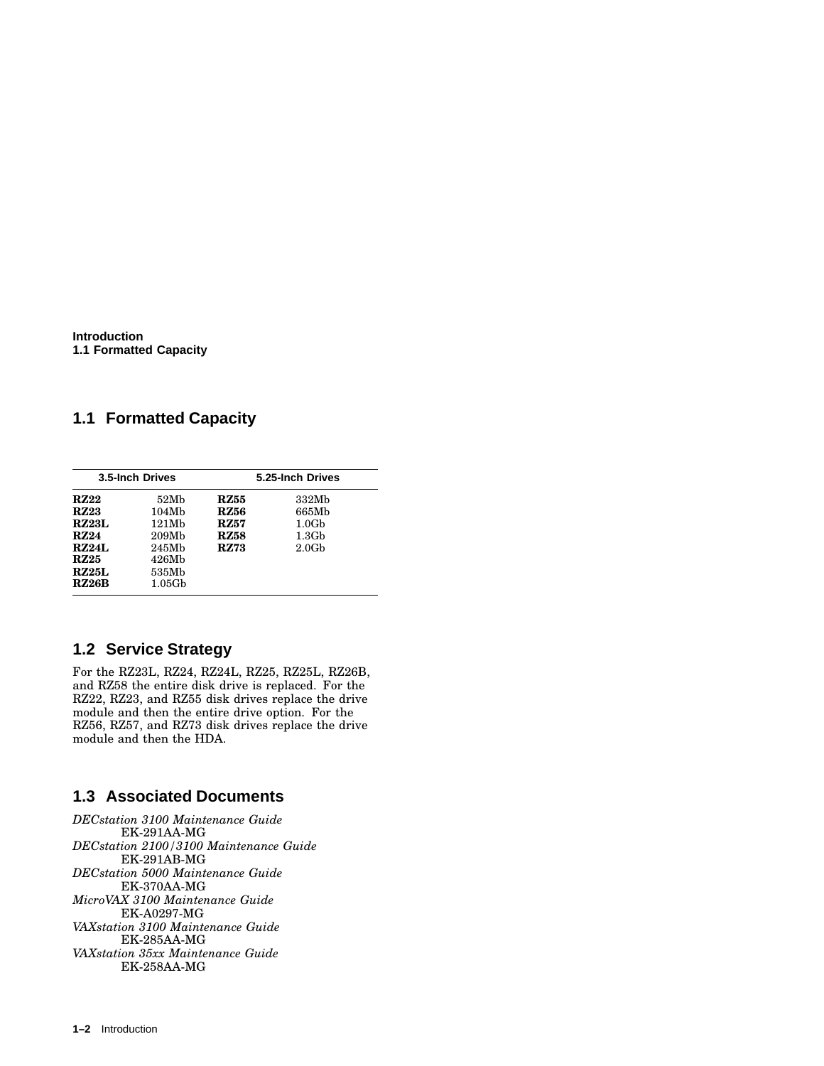## 1.1 Formatted Capacity

| 3.5-Inch Drives | | 5.25-Inch Drives | |
|---|---|---|---|
| **RZ22** | 52Mb | **RZ55** | 332Mb |
| **RZ23** | 104Mb | **RZ56** | 665Mb |
| **RZ23L** | 121Mb | **RZ57** | 1.0Gb |
| **RZ24** | 209Mb | **RZ58** | 1.3Gb |
| **RZ24L** | 245Mb | **RZ73** | 2.0Gb |
| **RZ25** | 426Mb | | |
| **RZ25L** | 535Mb | | |
| **RZ26B** | 1.05Gb | | |

## 1.2 Service Strategy

For the RZ23L, RZ24, RZ24L, RZ25, RZ25L, RZ26B, and RZ58 the entire disk drive is replaced. For the RZ22, RZ23, and RZ55 disk drives replace the drive module and then the entire drive option. For the RZ56, RZ57, and RZ73 disk drives replace the drive module and then the HDA.

## 1.3 Associated Documents

*DECstation 3100 Maintenance Guide*
EK-291AA-MG

*DECstation 2100/3100 Maintenance Guide*
EK-291AB-MG

*DECstation 5000 Maintenance Guide*
EK-370AA-MG

*MicroVAX 3100 Maintenance Guide*
EK-A0297-MG

*VAXstation 3100 Maintenance Guide*
EK-285AA-MG

*VAXstation 35xx Maintenance Guide*
EK-258AA-MG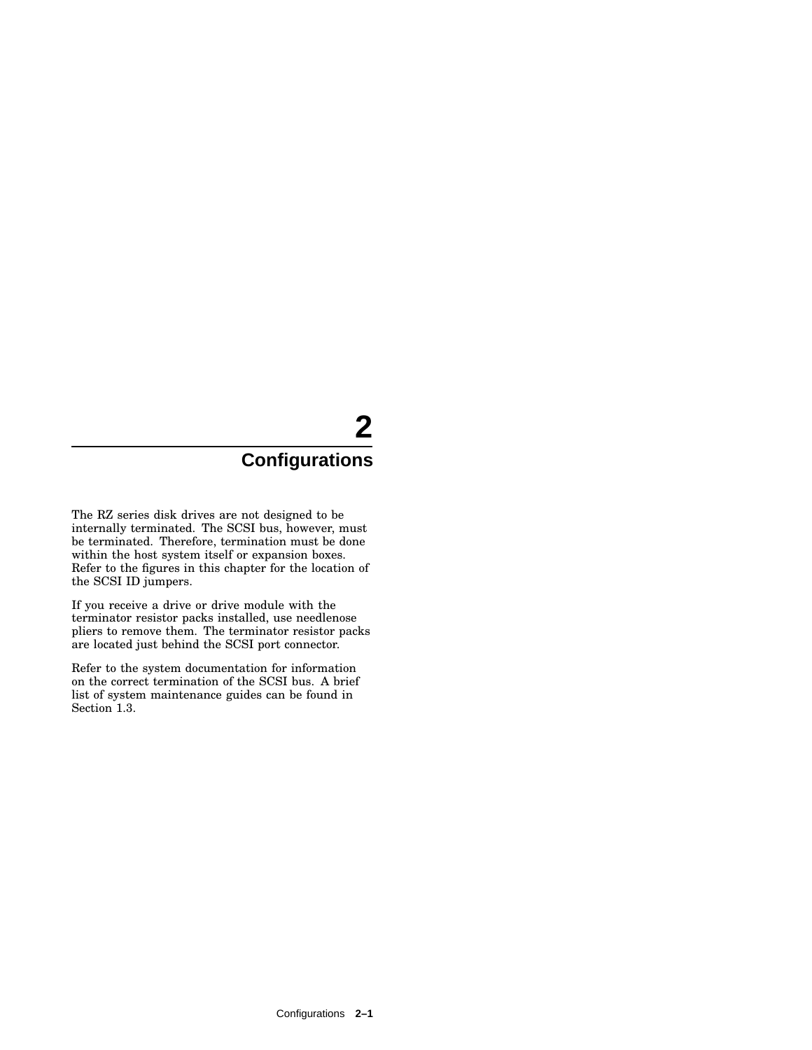# 2 Configurations

The RZ series disk drives are not designed to be internally terminated. The SCSI bus, however, must be terminated. Therefore, termination must be done within the host system itself or expansion boxes. Refer to the figures in this chapter for the location of the SCSI ID jumpers.

If you receive a drive or drive module with the terminator resistor packs installed, use needlenose pliers to remove them. The terminator resistor packs are located just behind the SCSI port connector.

Refer to the system documentation for information on the correct termination of the SCSI bus. A brief list of system maintenance guides can be found in Section 1.3.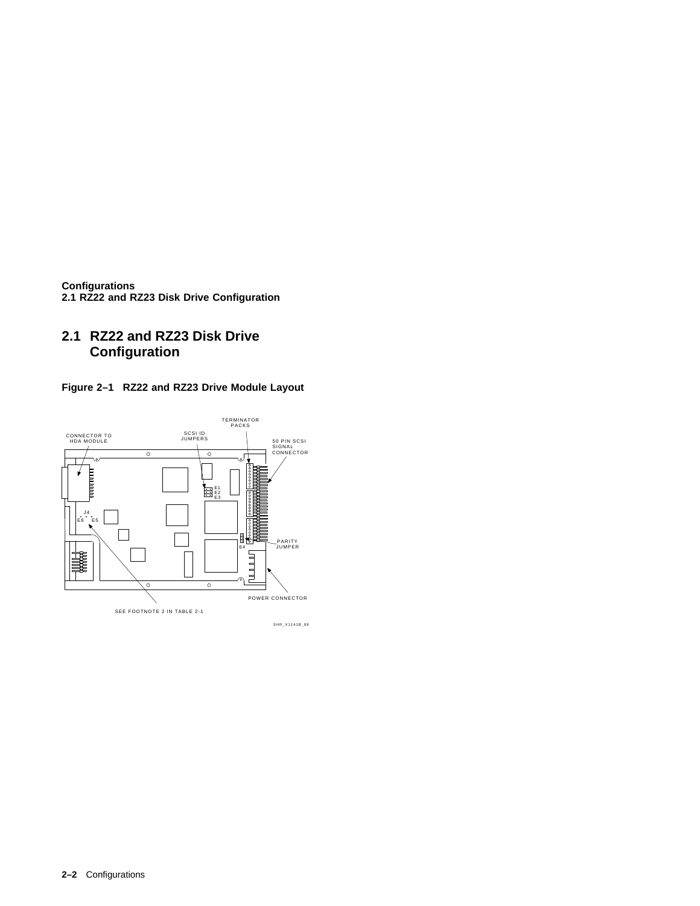## 2.1 RZ22 and RZ23 Disk Drive Configuration

**Figure 2–1 RZ22 and RZ23 Drive Module Layout**

TERMINATOR PACKS

CONNECTOR TO HDA MODULE

SCSI ID JUMPERS

50 PIN SCSI SIGNAL CONNECTOR

E1 E2 E3

J4

E6 E5

E4

PARITY JUMPER

POWER CONNECTOR

SEE FOOTNOTE 2 IN TABLE 2-1

SHR_X1141B_89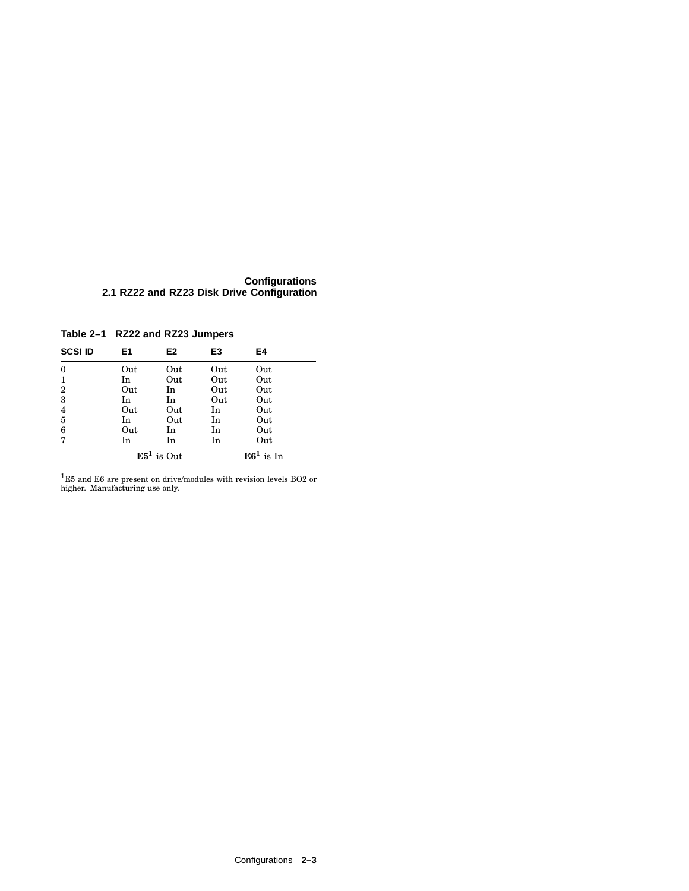**Table 2–1 RZ22 and RZ23 Jumpers**

| SCSI ID | E1 | E2 | E3 | E4 |
|---|---|---|---|---|
| 0 | Out | Out | Out | Out |
| 1 | In | Out | Out | Out |
| 2 | Out | In | Out | Out |
| 3 | In | In | Out | Out |
| 4 | Out | Out | In | Out |
| 5 | In | Out | In | Out |
| 6 | Out | In | In | Out |
| 7 | In | In | In | Out |
| | **E5**[1] is Out | | **E6**[1] is In | |

[1]E5 and E6 are present on drive/modules with revision levels BO2 or higher. Manufacturing use only.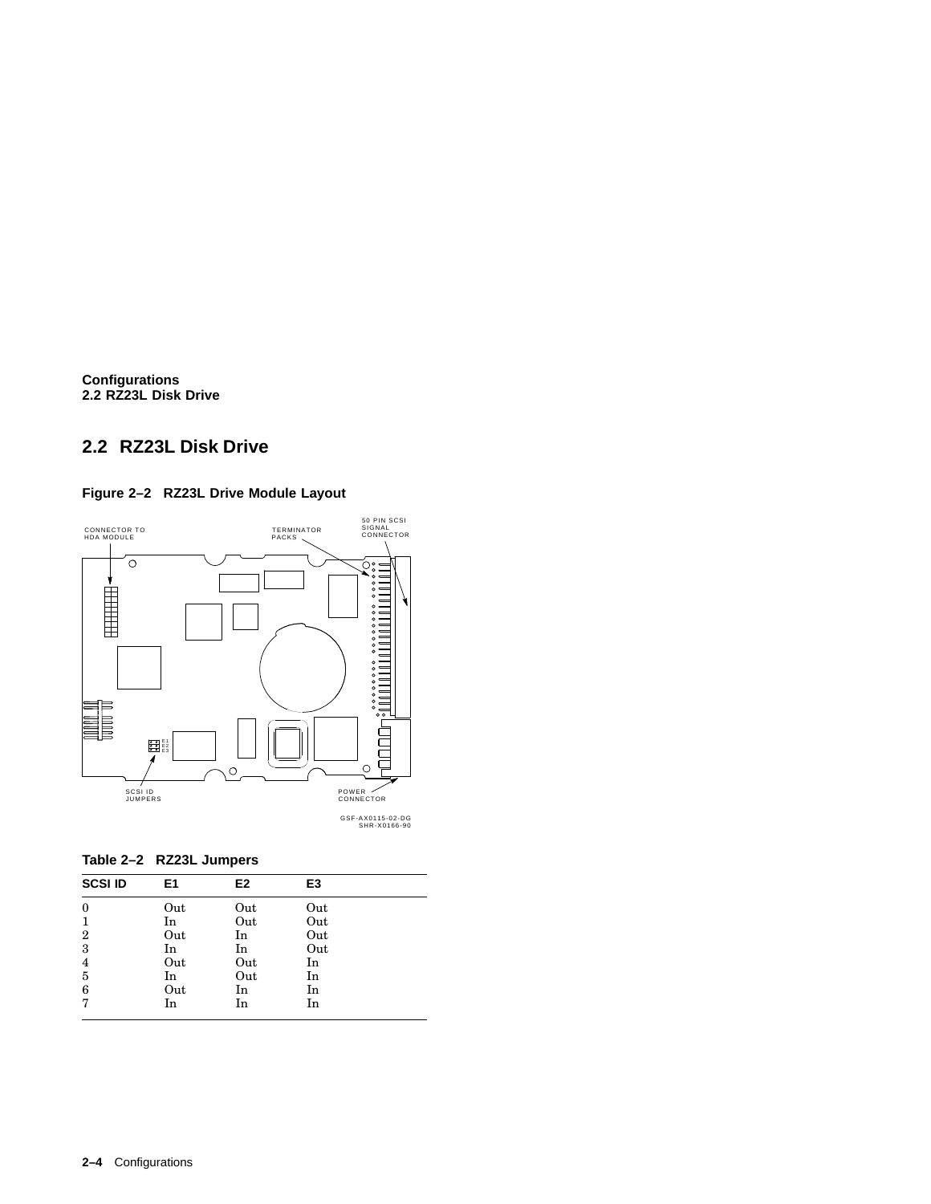## 2.2 RZ23L Disk Drive

**Figure 2–2 RZ23L Drive Module Layout**

CONNECTOR TO HDA MODULE

TERMINATOR PACKS

50 PIN SCSI SIGNAL CONNECTOR

SCSI ID JUMPERS

POWER CONNECTOR

GSF-AX0115-02-DG
SHR-X0166-90

**Table 2–2 RZ23L Jumpers**

| SCSI ID | E1 | E2 | E3 |
|---|---|---|---|
| 0 | Out | Out | Out |
| 1 | In | Out | Out |
| 2 | Out | In | Out |
| 3 | In | In | Out |
| 4 | Out | Out | In |
| 5 | In | Out | In |
| 6 | Out | In | In |
| 7 | In | In | In |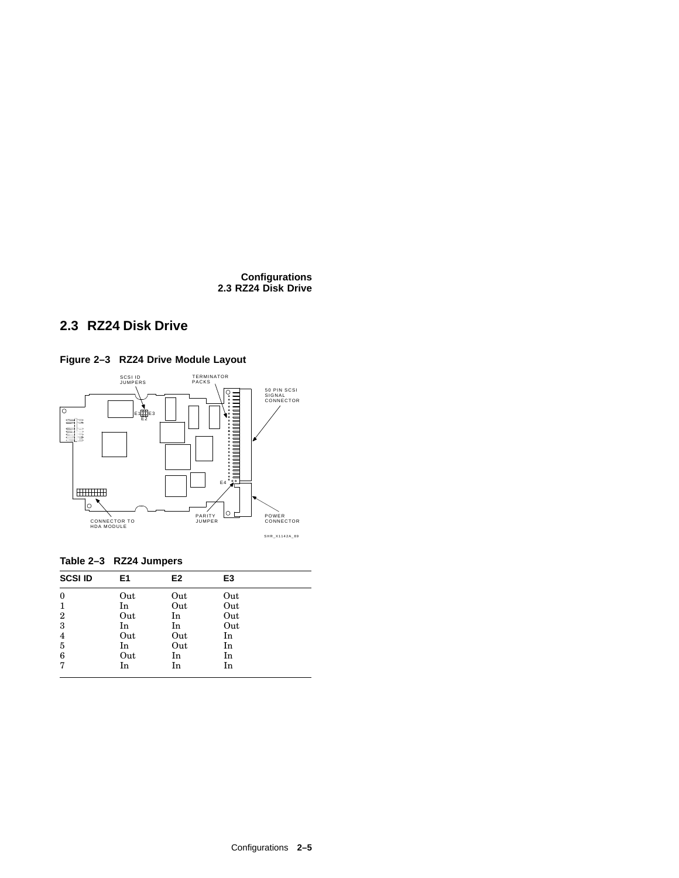## 2.3 RZ24 Disk Drive

**Figure 2–3 RZ24 Drive Module Layout**

SCSI ID JUMPERS

TERMINATOR PACKS

50 PIN SCSI SIGNAL CONNECTOR

E1 E3 E2

E4

CONNECTOR TO HDA MODULE

PARITY JUMPER

POWER CONNECTOR

SHR_X1142A_89

**Table 2–3 RZ24 Jumpers**

| SCSI ID | E1 | E2 | E3 |
|---|---|---|---|
| 0 | Out | Out | Out |
| 1 | In | Out | Out |
| 2 | Out | In | Out |
| 3 | In | In | Out |
| 4 | Out | Out | In |
| 5 | In | Out | In |
| 6 | Out | In | In |
| 7 | In | In | In |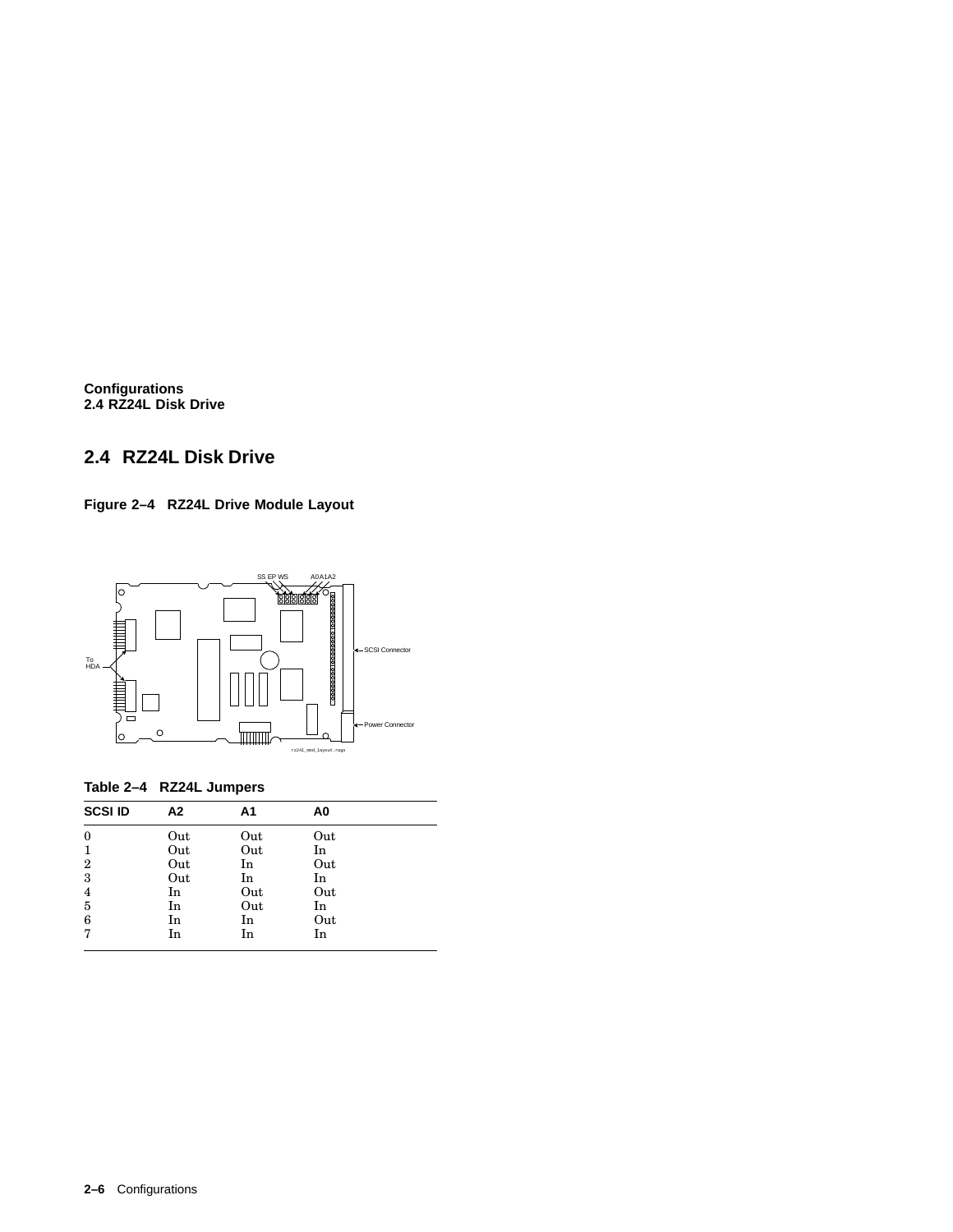## 2.4 RZ24L Disk Drive

**Figure 2–4 RZ24L Drive Module Layout**

**Table 2–4 RZ24L Jumpers**

| SCSI ID | A2 | A1 | A0 |
|---|---|---|---|
| 0 | Out | Out | Out |
| 1 | Out | Out | In |
| 2 | Out | In | Out |
| 3 | Out | In | In |
| 4 | In | Out | Out |
| 5 | In | Out | In |
| 6 | In | In | Out |
| 7 | In | In | In |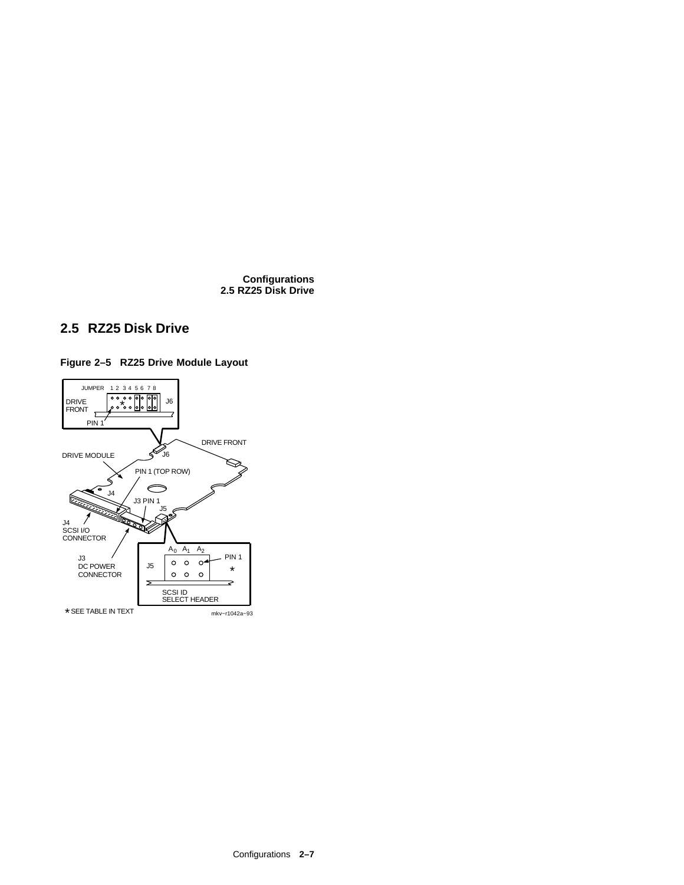## 2.5 RZ25 Disk Drive

**Figure 2–5 RZ25 Drive Module Layout**

JUMPER 1 2 3 4 5 6 7 8

DRIVE FRONT

J6

PIN 1

DRIVE FRONT

DRIVE MODULE

J6

PIN 1 (TOP ROW)

J4

J3 PIN 1

J5

J4
SCSI I/O
CONNECTOR

J3
DC POWER
CONNECTOR

$A_0$ $A_1$ $A_2$

PIN 1

J5

SCSI ID
SELECT HEADER

* SEE TABLE IN TEXT

mkv−r1042a−93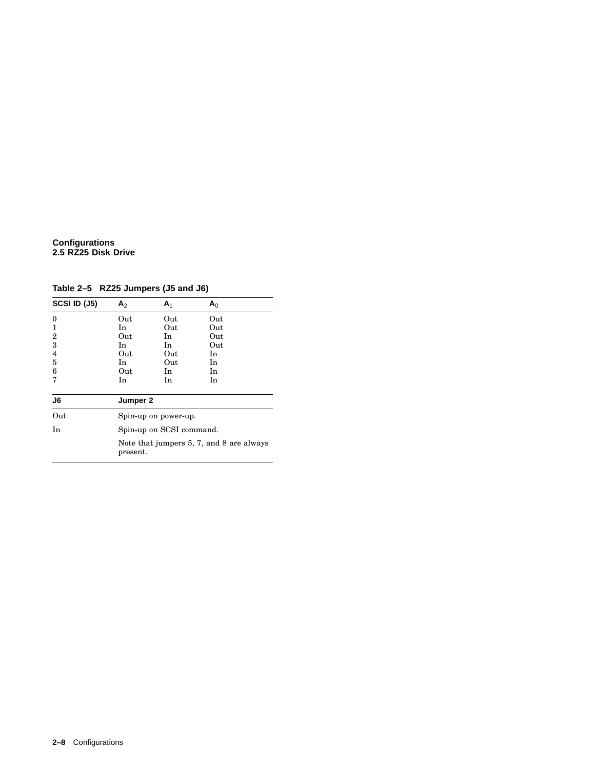**Table 2–5 RZ25 Jumpers (J5 and J6)**

| SCSI ID (J5) | $A_2$ | $A_1$ | $A_0$ |
|---|---|---|---|
| 0 | Out | Out | Out |
| 1 | In | Out | Out |
| 2 | Out | In | Out |
| 3 | In | In | Out |
| 4 | Out | Out | In |
| 5 | In | Out | In |
| 6 | Out | In | In |
| 7 | In | In | In |

| J6 | Jumper 2 |
|---|---|
| Out | Spin-up on power-up. |
| In | Spin-up on SCSI command. |
| | Note that jumpers 5, 7, and 8 are always present. |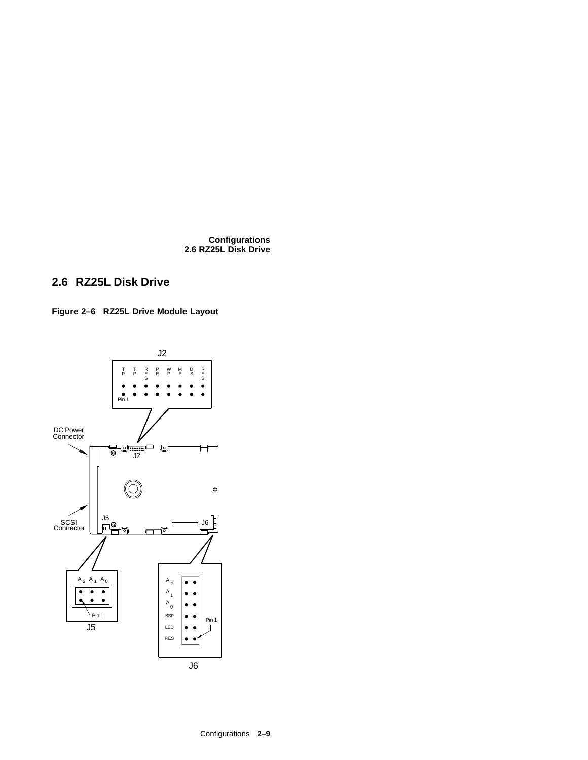## 2.6 RZ25L Disk Drive

**Figure 2–6 RZ25L Drive Module Layout**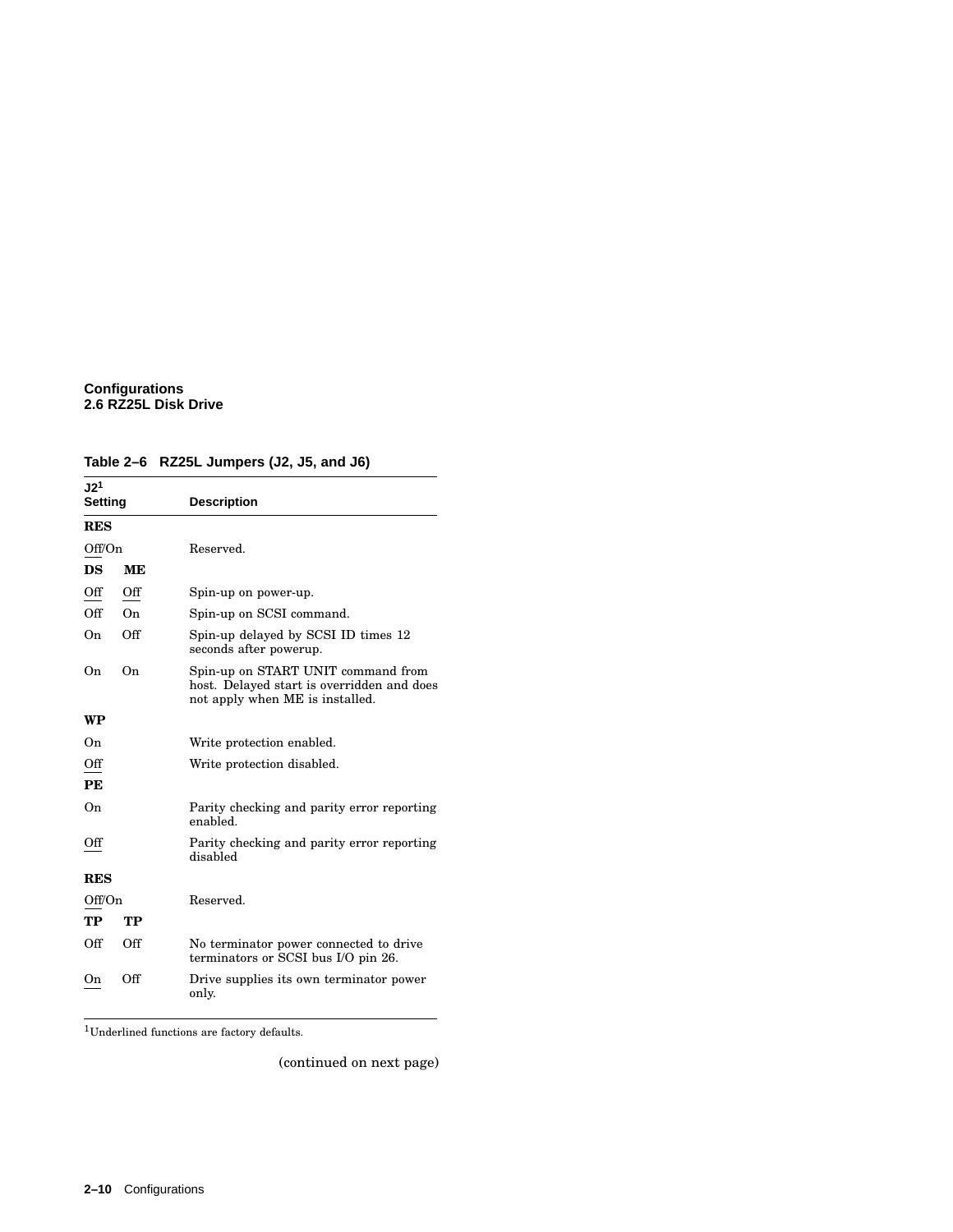**Configurations**
**2.6 RZ25L Disk Drive**

**Table 2–6 RZ25L Jumpers (J2, J5, and J6)**

| J2[1] Setting | | Description |
|---|---|---|
| **RES** | | |
| Off/On | | Reserved. |
| **DS** | **ME** | |
| Off | Off | Spin-up on power-up. |
| Off | On | Spin-up on SCSI command. |
| On | Off | Spin-up delayed by SCSI ID times 12 seconds after powerup. |
| On | On | Spin-up on START UNIT command from host. Delayed start is overridden and does not apply when ME is installed. |
| **WP** | | |
| On | | Write protection enabled. |
| Off | | Write protection disabled. |
| **PE** | | |
| On | | Parity checking and parity error reporting enabled. |
| Off | | Parity checking and parity error reporting disabled |
| **RES** | | |
| Off/On | | Reserved. |
| **TP** | **TP** | |
| Off | Off | No terminator power connected to drive terminators or SCSI bus I/O pin 26. |
| On | Off | Drive supplies its own terminator power only. |

[1]Underlined functions are factory defaults.

(continued on next page)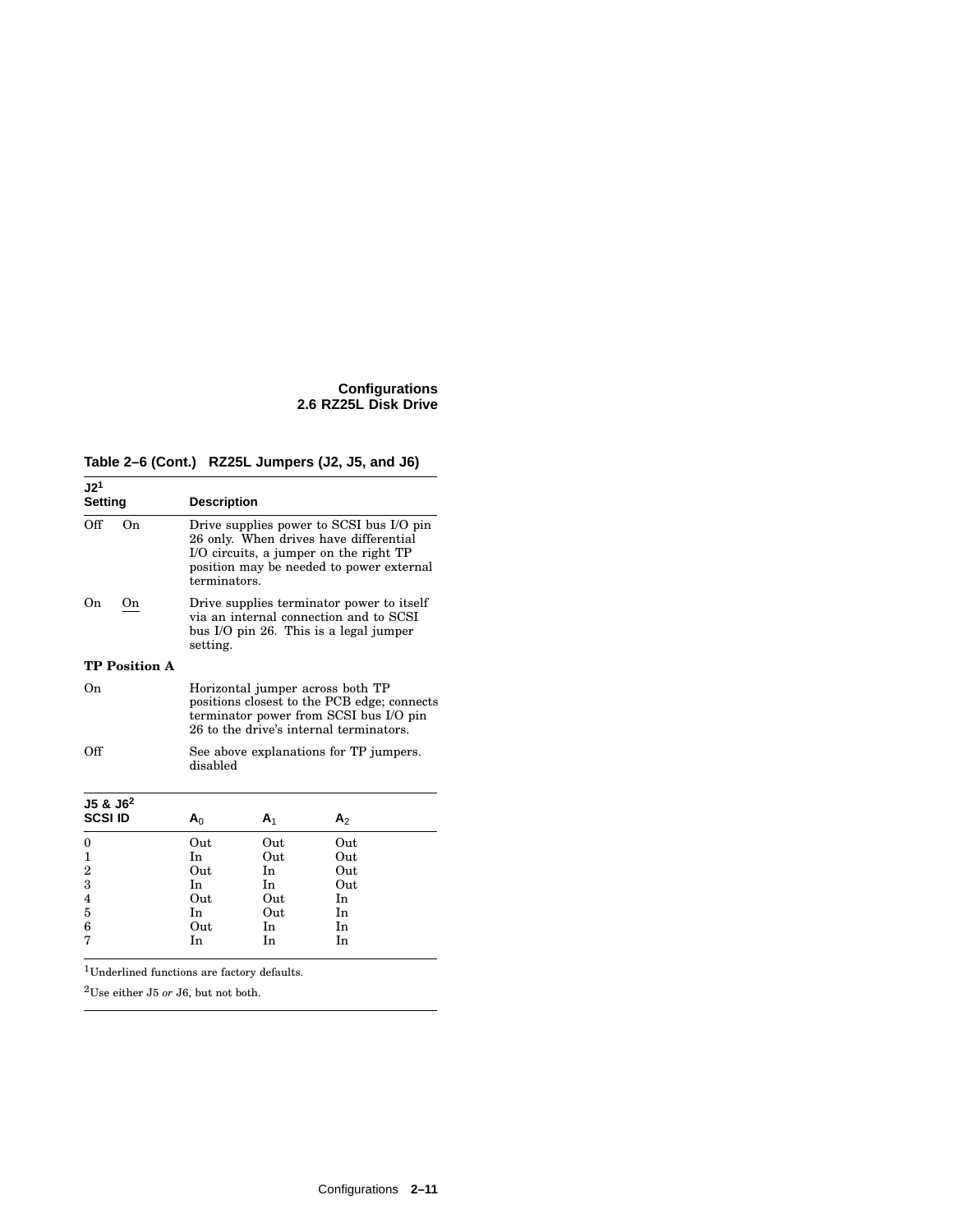**Table 2–6 (Cont.) RZ25L Jumpers (J2, J5, and J6)**

| J2[1] Setting | | Description |
|---|---|---|
| Off | On | Drive supplies power to SCSI bus I/O pin 26 only. When drives have differential I/O circuits, a jumper on the right TP position may be needed to power external terminators. |
| On | <u>On</u> | Drive supplies terminator power to itself via an internal connection and to SCSI bus I/O pin 26. This is a legal jumper setting. |
| **TP Position A** | | |
| On | | Horizontal jumper across both TP positions closest to the PCB edge; connects terminator power from SCSI bus I/O pin 26 to the drive's internal terminators. |
| Off | | See above explanations for TP jumpers. disabled |

| J5 & J6[2] SCSI ID | $A_0$ | $A_1$ | $A_2$ |
|---|---|---|---|
| 0 | Out | Out | Out |
| 1 | In | Out | Out |
| 2 | Out | In | Out |
| 3 | In | In | Out |
| 4 | Out | Out | In |
| 5 | In | Out | In |
| 6 | Out | In | In |
| 7 | In | In | In |

[1]Underlined functions are factory defaults.

[2]Use either J5 *or* J6, but not both.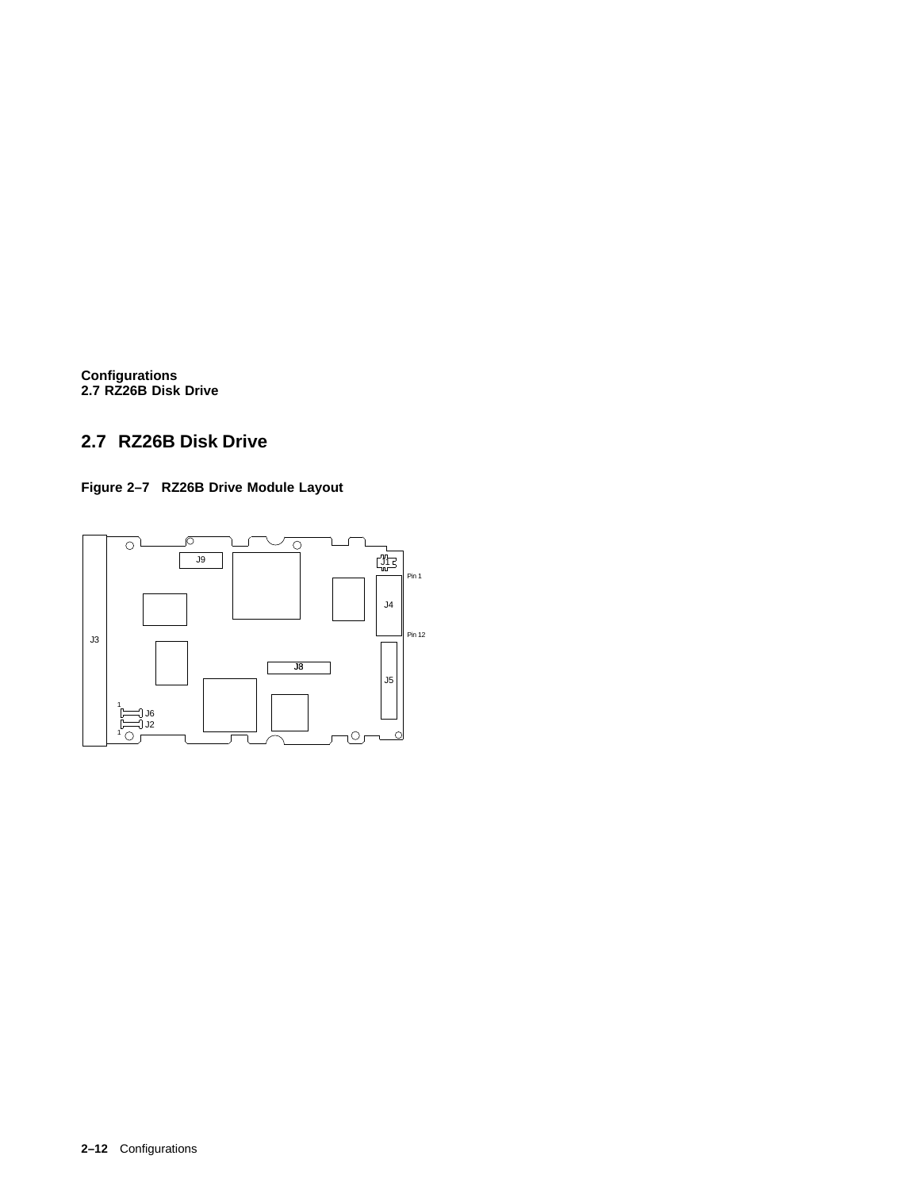## 2.7 RZ26B Disk Drive

**Figure 2–7 RZ26B Drive Module Layout**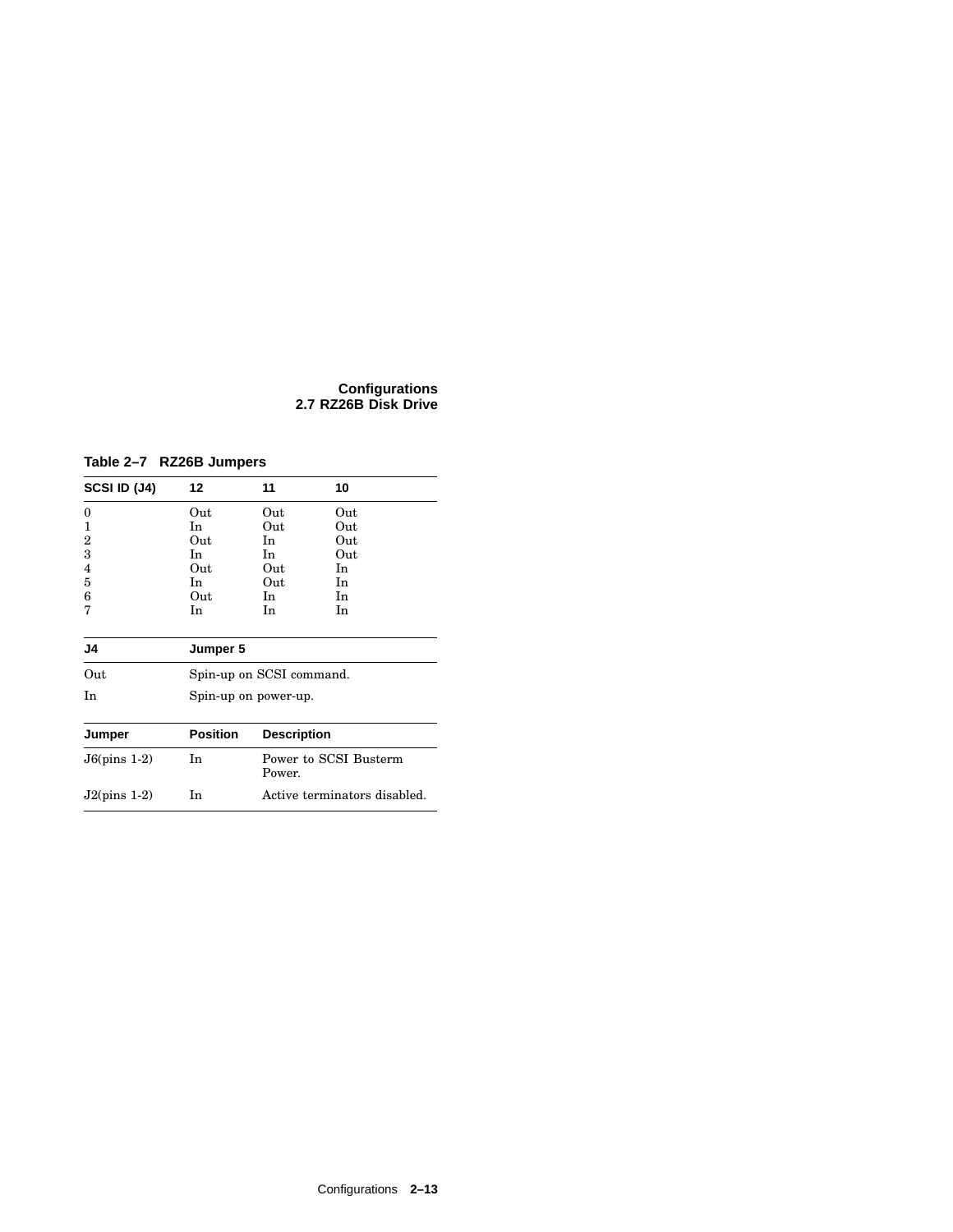**Table 2–7 RZ26B Jumpers**

| SCSI ID (J4) | 12 | 11 | 10 |
|---|---|---|---|
| 0 | Out | Out | Out |
| 1 | In | Out | Out |
| 2 | Out | In | Out |
| 3 | In | In | Out |
| 4 | Out | Out | In |
| 5 | In | Out | In |
| 6 | Out | In | In |
| 7 | In | In | In |

| J4 | Jumper 5 |
|---|---|
| Out | Spin-up on SCSI command. |
| In | Spin-up on power-up. |

| Jumper | Position | Description |
|---|---|---|
| J6(pins 1-2) | In | Power to SCSI Busterm Power. |
| J2(pins 1-2) | In | Active terminators disabled. |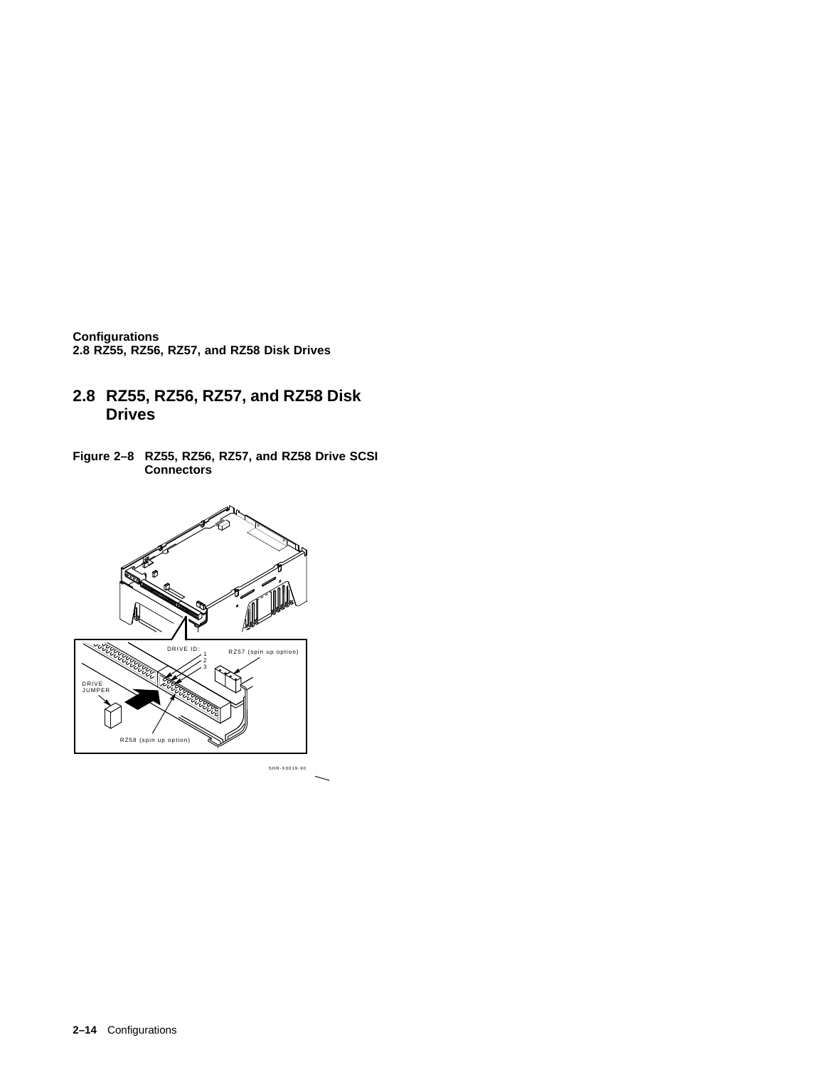## 2.8 RZ55, RZ56, RZ57, and RZ58 Disk Drives

**Figure 2–8 RZ55, RZ56, RZ57, and RZ58 Drive SCSI Connectors**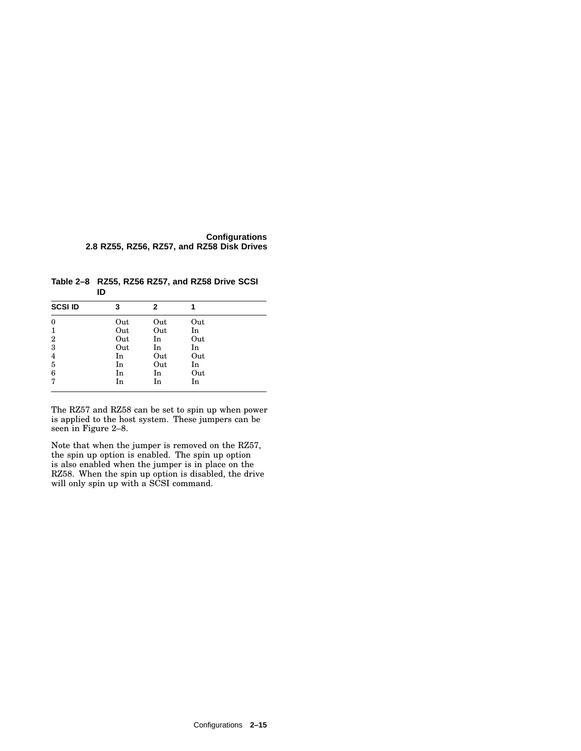**Table 2–8 RZ55, RZ56 RZ57, and RZ58 Drive SCSI ID**

| SCSI ID | 3 | 2 | 1 |
|---|---|---|---|
| 0 | Out | Out | Out |
| 1 | Out | Out | In |
| 2 | Out | In | Out |
| 3 | Out | In | In |
| 4 | In | Out | Out |
| 5 | In | Out | In |
| 6 | In | In | Out |
| 7 | In | In | In |

The RZ57 and RZ58 can be set to spin up when power is applied to the host system. These jumpers can be seen in Figure 2–8.

Note that when the jumper is removed on the RZ57, the spin up option is enabled. The spin up option is also enabled when the jumper is in place on the RZ58. When the spin up option is disabled, the drive will only spin up with a SCSI command.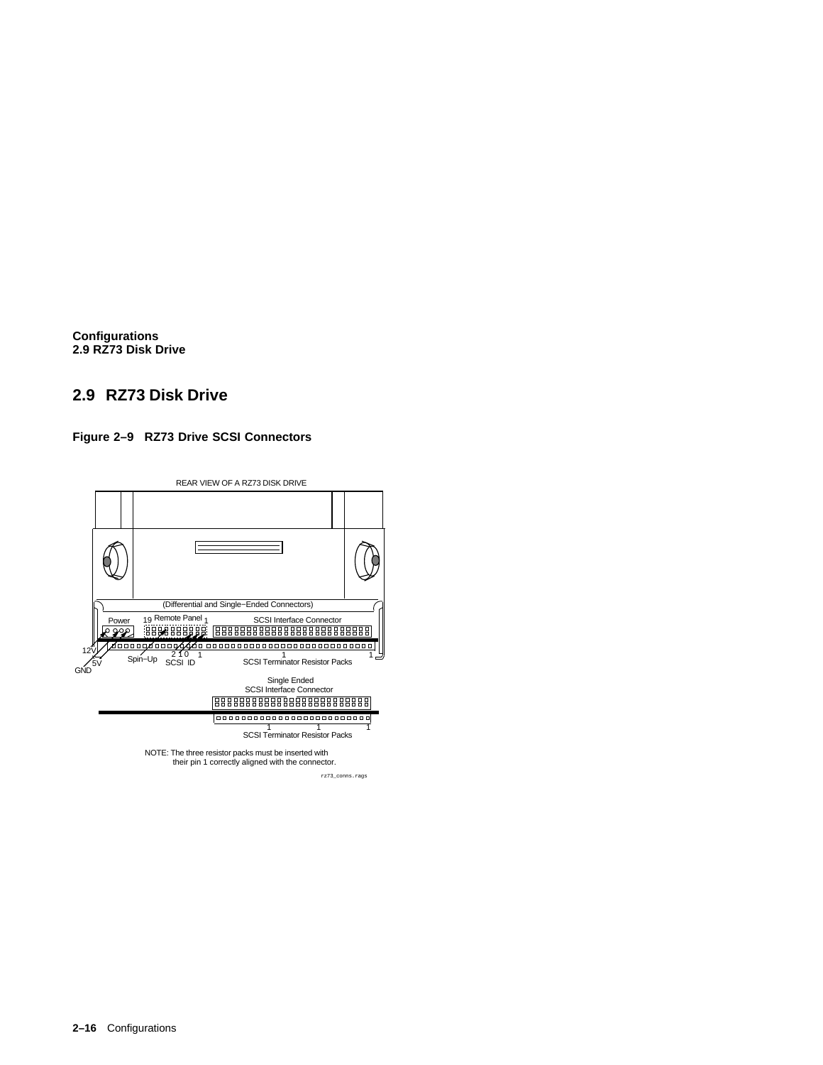## 2.9 RZ73 Disk Drive

**Figure 2–9 RZ73 Drive SCSI Connectors**

REAR VIEW OF A RZ73 DISK DRIVE

(Differential and Single−Ended Connectors)

Power

19 Remote Panel 1

SCSI Interface Connector

12V

5V

GND

Spin−Up

2 1 0 1

SCSI ID

1

1

SCSI Terminator Resistor Packs

Single Ended
SCSI Interface Connector

1 1 1

SCSI Terminator Resistor Packs

NOTE: The three resistor packs must be inserted with their pin 1 correctly aligned with the connector.

rz73_conns.rags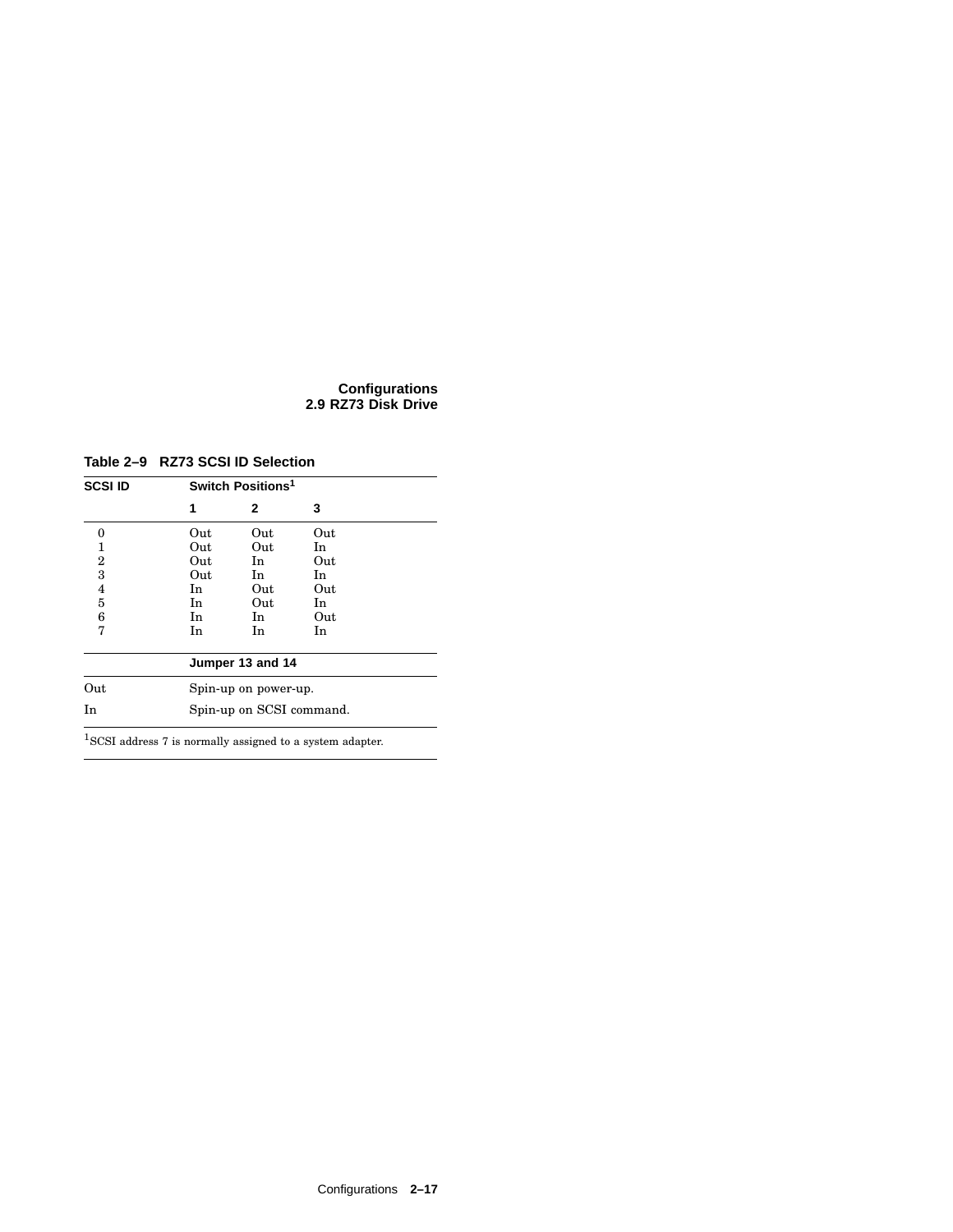**Table 2–9 RZ73 SCSI ID Selection**

| SCSI ID | Switch Positions[1] | | |
|---|---|---|---|
| | 1 | 2 | 3 |
| 0 | Out | Out | Out |
| 1 | Out | Out | In |
| 2 | Out | In | Out |
| 3 | Out | In | In |
| 4 | In | Out | Out |
| 5 | In | Out | In |
| 6 | In | In | Out |
| 7 | In | In | In |
| | **Jumper 13 and 14** | | |
| Out | Spin-up on power-up. | | |
| In | Spin-up on SCSI command. | | |

[1]SCSI address 7 is normally assigned to a system adapter.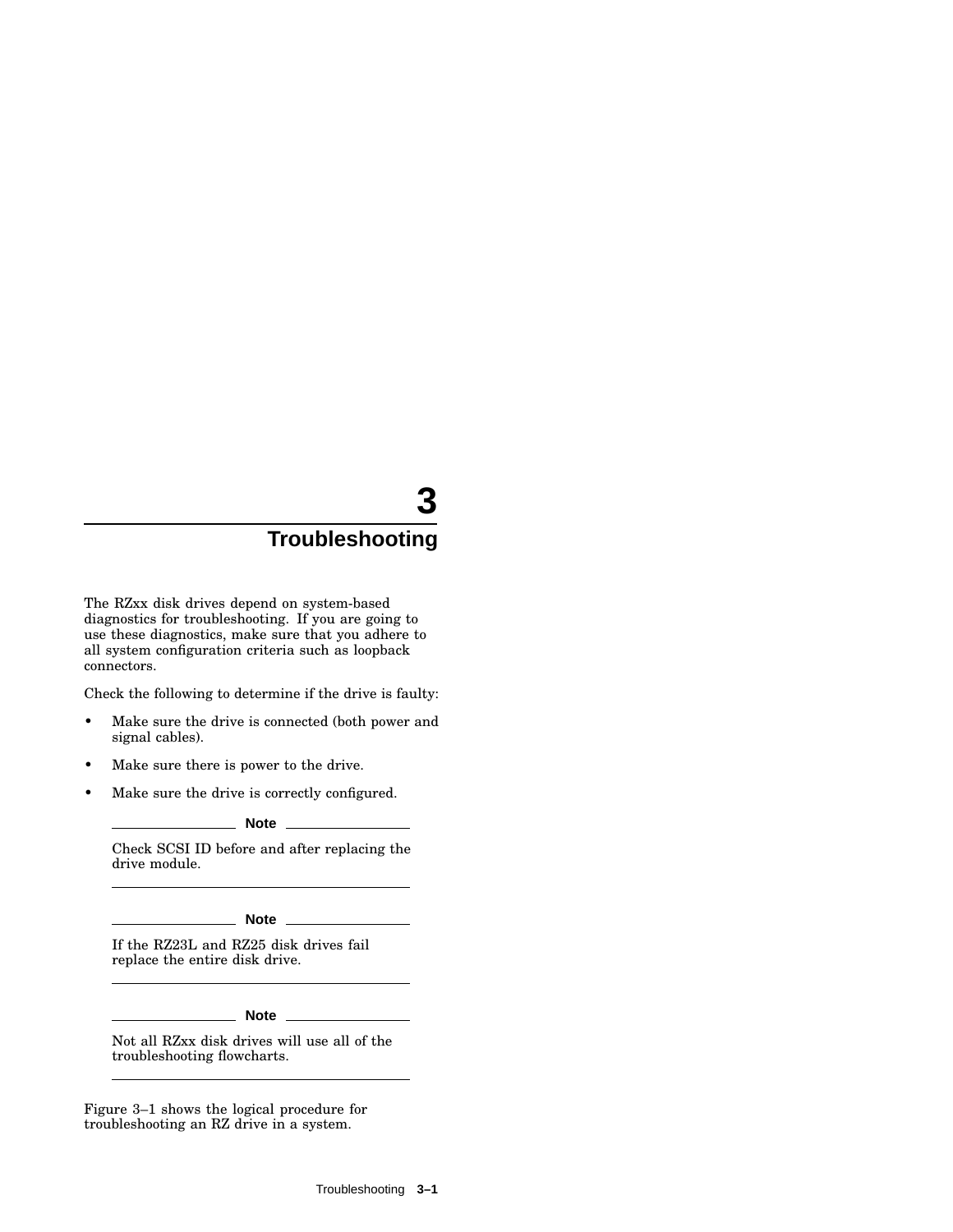# 3 Troubleshooting

The RZxx disk drives depend on system-based diagnostics for troubleshooting. If you are going to use these diagnostics, make sure that you adhere to all system configuration criteria such as loopback connectors.

Check the following to determine if the drive is faulty:

- Make sure the drive is connected (both power and signal cables).
- Make sure there is power to the drive.
- Make sure the drive is correctly configured.

**Note**

Check SCSI ID before and after replacing the drive module.

**Note**

If the RZ23L and RZ25 disk drives fail replace the entire disk drive.

**Note**

Not all RZxx disk drives will use all of the troubleshooting flowcharts.

Figure 3–1 shows the logical procedure for troubleshooting an RZ drive in a system.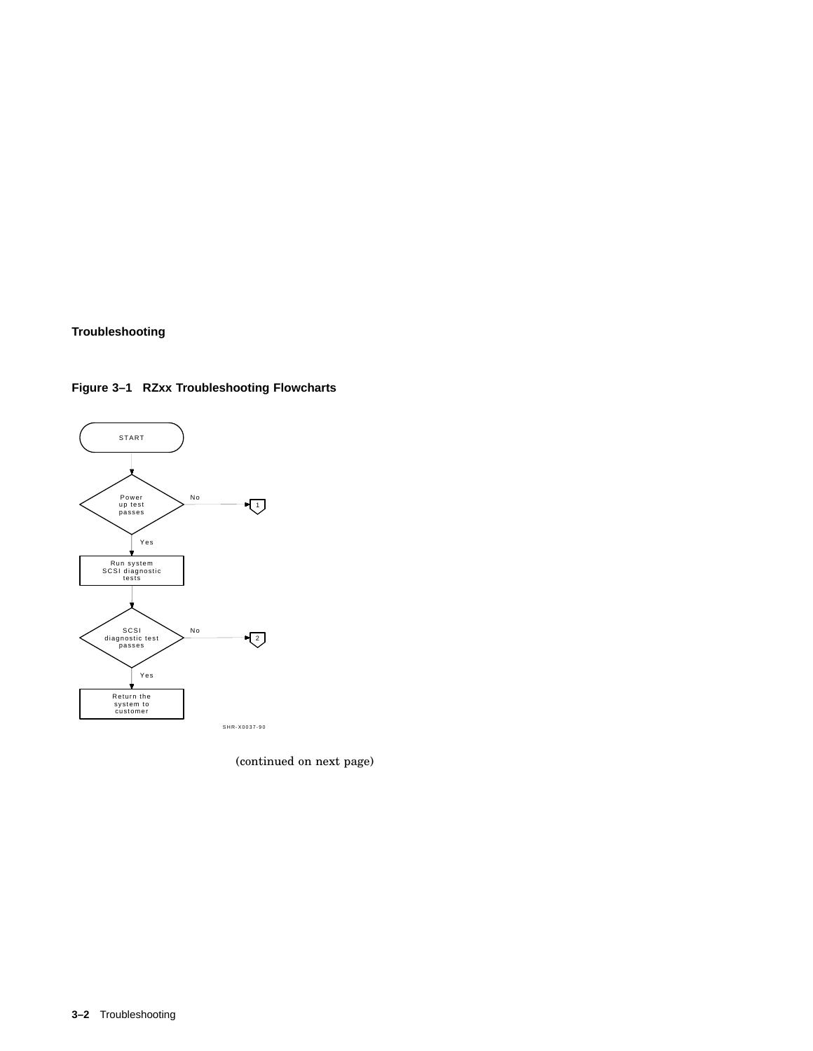**Figure 3–1 RZxx Troubleshooting Flowcharts**

START

Power up test passes — No → 1

Yes

Run system SCSI diagnostic tests

SCSI diagnostic test passes — No → 2

Yes

Return the system to customer

SHR-X0037-90

(continued on next page)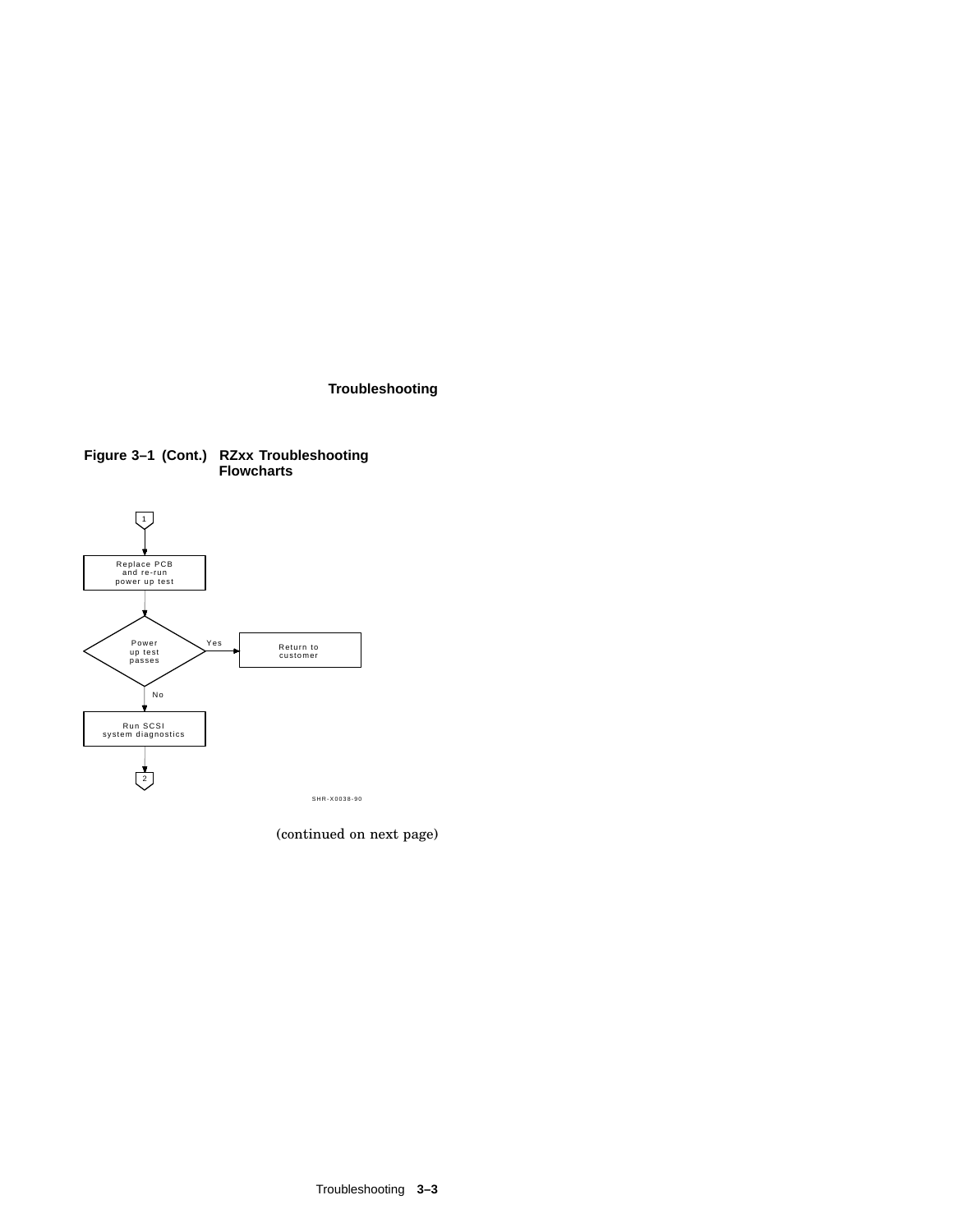**Figure 3–1 (Cont.) RZxx Troubleshooting Flowcharts**

1

Replace PCB and re-run power up test

Power up test passes

Yes → Return to customer

No

Run SCSI system diagnostics

2

SHR-X0038-90

(continued on next page)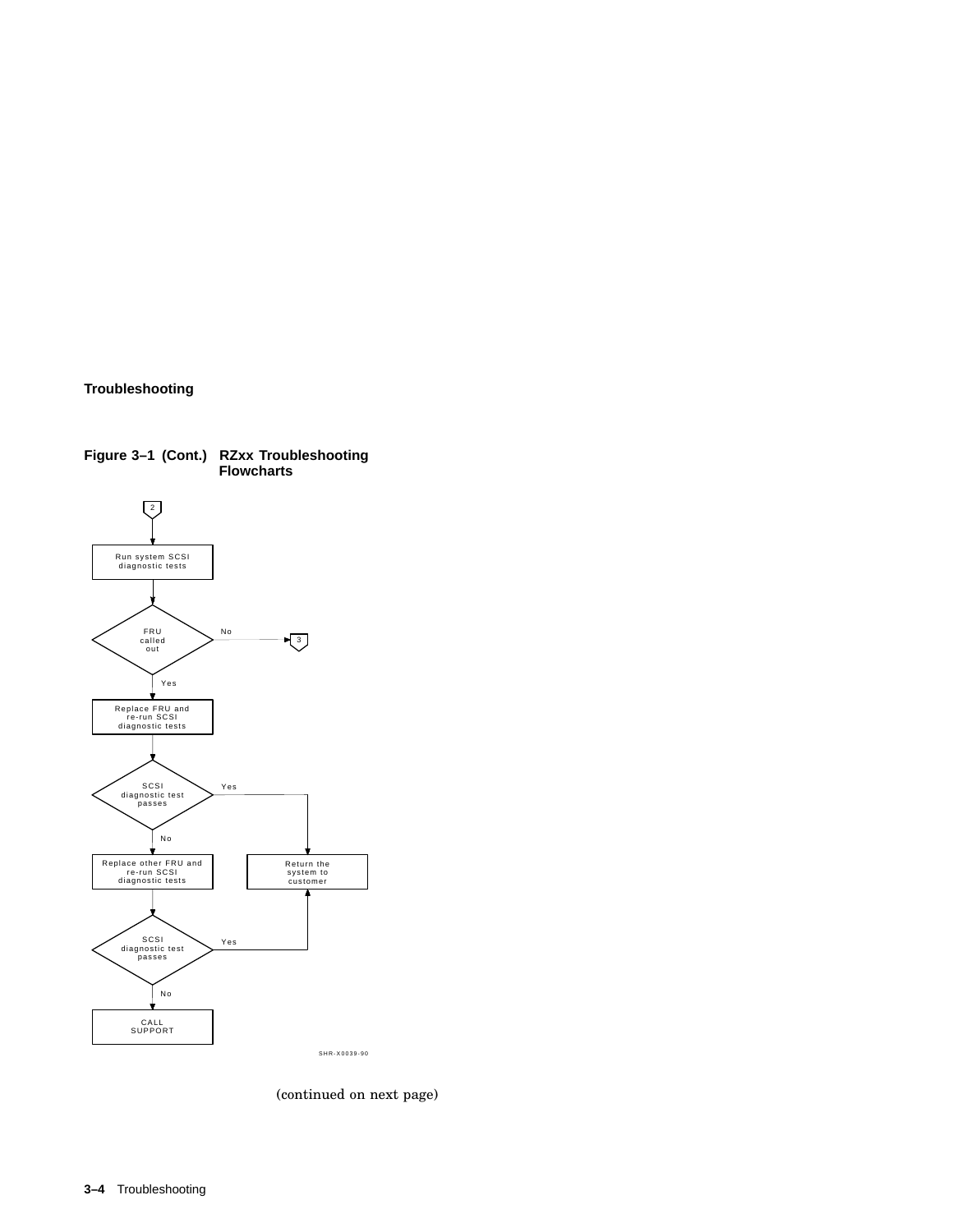**Figure 3–1 (Cont.) RZxx Troubleshooting Flowcharts**

2

Run system SCSI diagnostic tests

FRU called out — No → 3

Yes

Replace FRU and re-run SCSI diagnostic tests

SCSI diagnostic test passes — Yes → Return the system to customer

No

Replace other FRU and re-run SCSI diagnostic tests

SCSI diagnostic test passes — Yes → Return the system to customer

No

CALL SUPPORT

SHR-X0039-90

(continued on next page)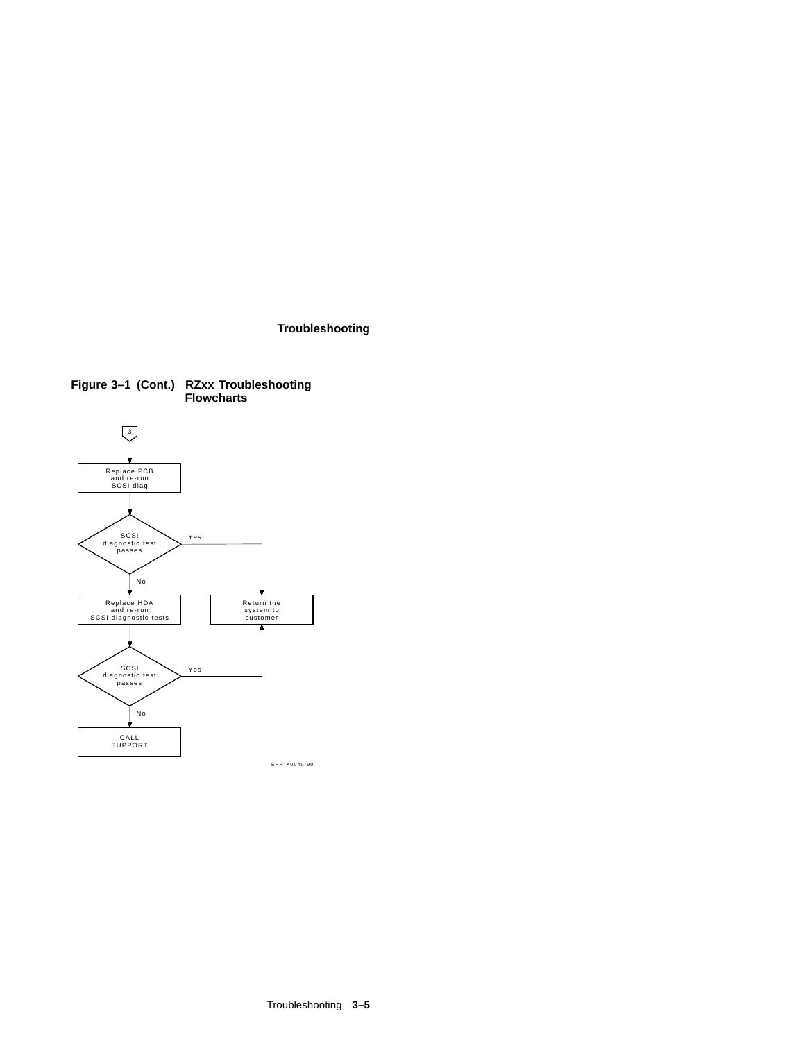**Figure 3–1 (Cont.) RZxx Troubleshooting Flowcharts**

3

Replace PCB and re-run SCSI diag

SCSI diagnostic test passes — Yes → Return the system to customer

No

Replace HDA and re-run SCSI diagnostic tests

SCSI diagnostic test passes — Yes → Return the system to customer

No

CALL SUPPORT

SHR-X0040-90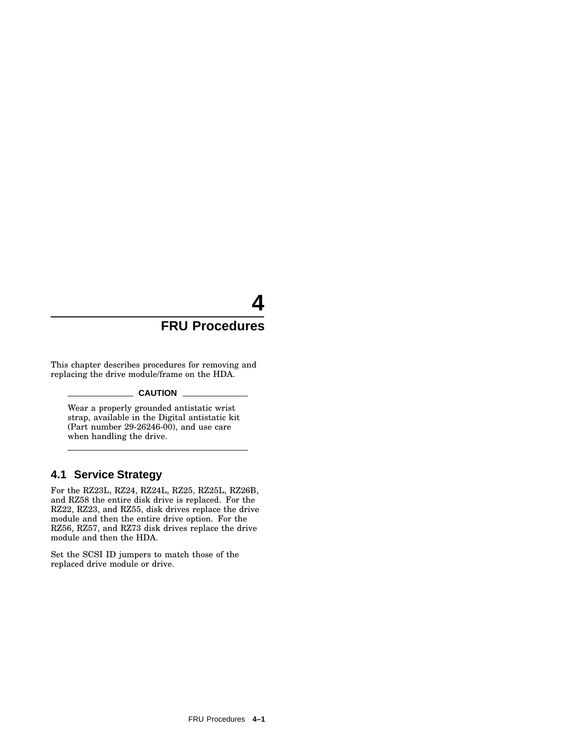# 4 FRU Procedures

This chapter describes procedures for removing and replacing the drive module/frame on the HDA.

**CAUTION**

Wear a properly grounded antistatic wrist strap, available in the Digital antistatic kit (Part number 29-26246-00), and use care when handling the drive.

## 4.1 Service Strategy

For the RZ23L, RZ24, RZ24L, RZ25, RZ25L, RZ26B, and RZ58 the entire disk drive is replaced. For the RZ22, RZ23, and RZ55, disk drives replace the drive module and then the entire drive option. For the RZ56, RZ57, and RZ73 disk drives replace the drive module and then the HDA.

Set the SCSI ID jumpers to match those of the replaced drive module or drive.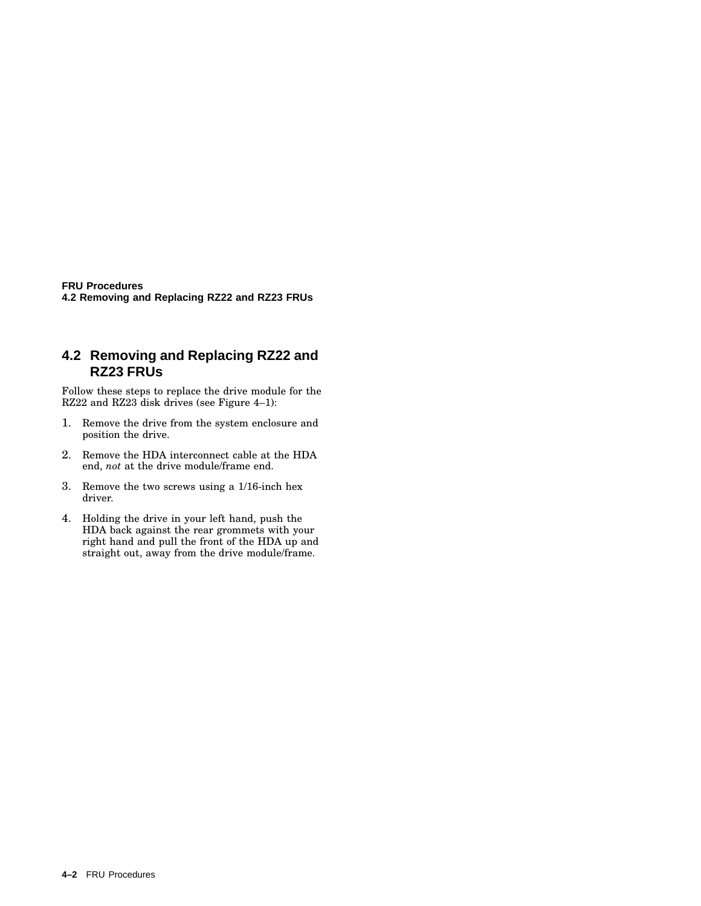## 4.2 Removing and Replacing RZ22 and RZ23 FRUs

Follow these steps to replace the drive module for the RZ22 and RZ23 disk drives (see Figure 4–1):

1. Remove the drive from the system enclosure and position the drive.
2. Remove the HDA interconnect cable at the HDA end, *not* at the drive module/frame end.
3. Remove the two screws using a 1/16-inch hex driver.
4. Holding the drive in your left hand, push the HDA back against the rear grommets with your right hand and pull the front of the HDA up and straight out, away from the drive module/frame.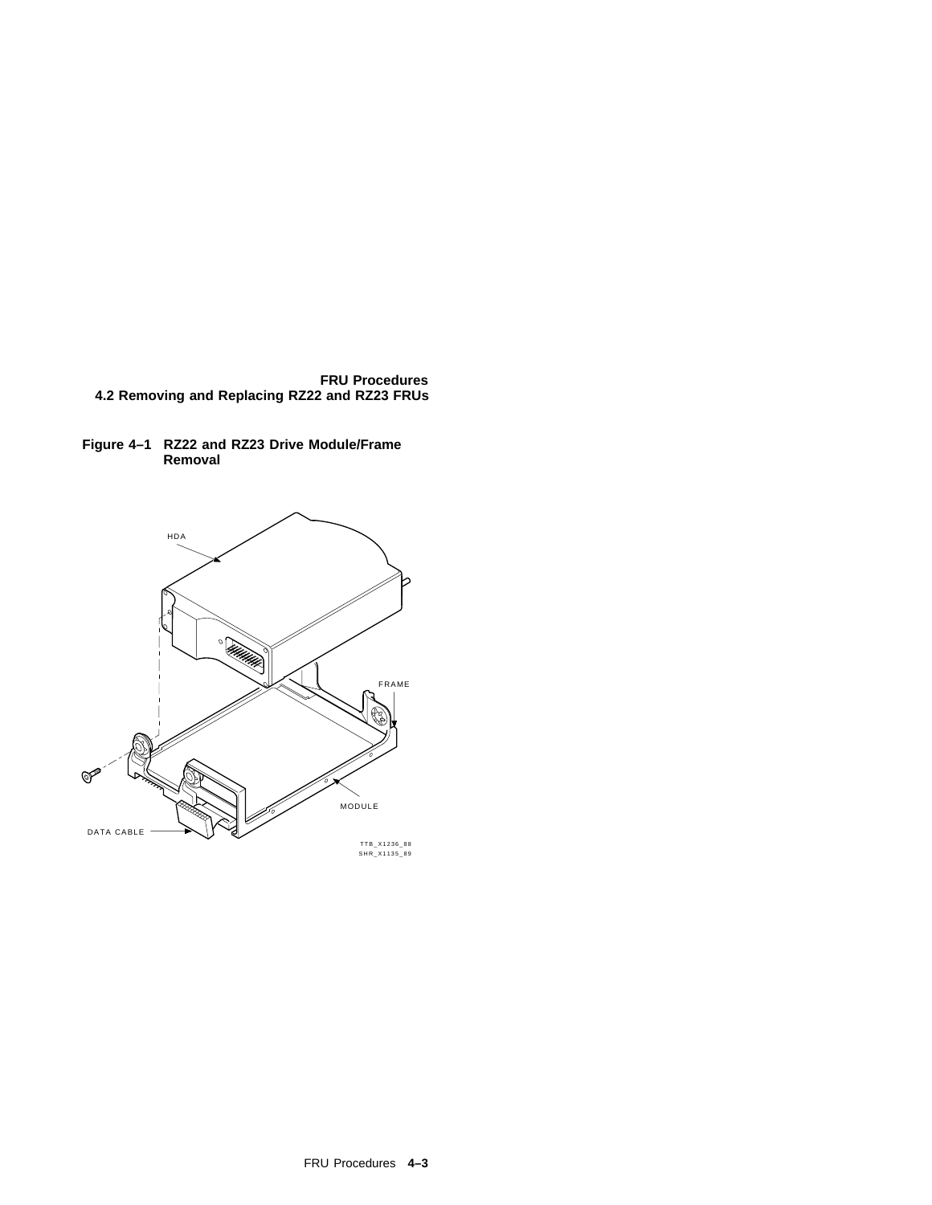**Figure 4–1 RZ22 and RZ23 Drive Module/Frame Removal**

HDA

FRAME

MODULE

DATA CABLE

TTB_X1236_88
SHR_X1135_89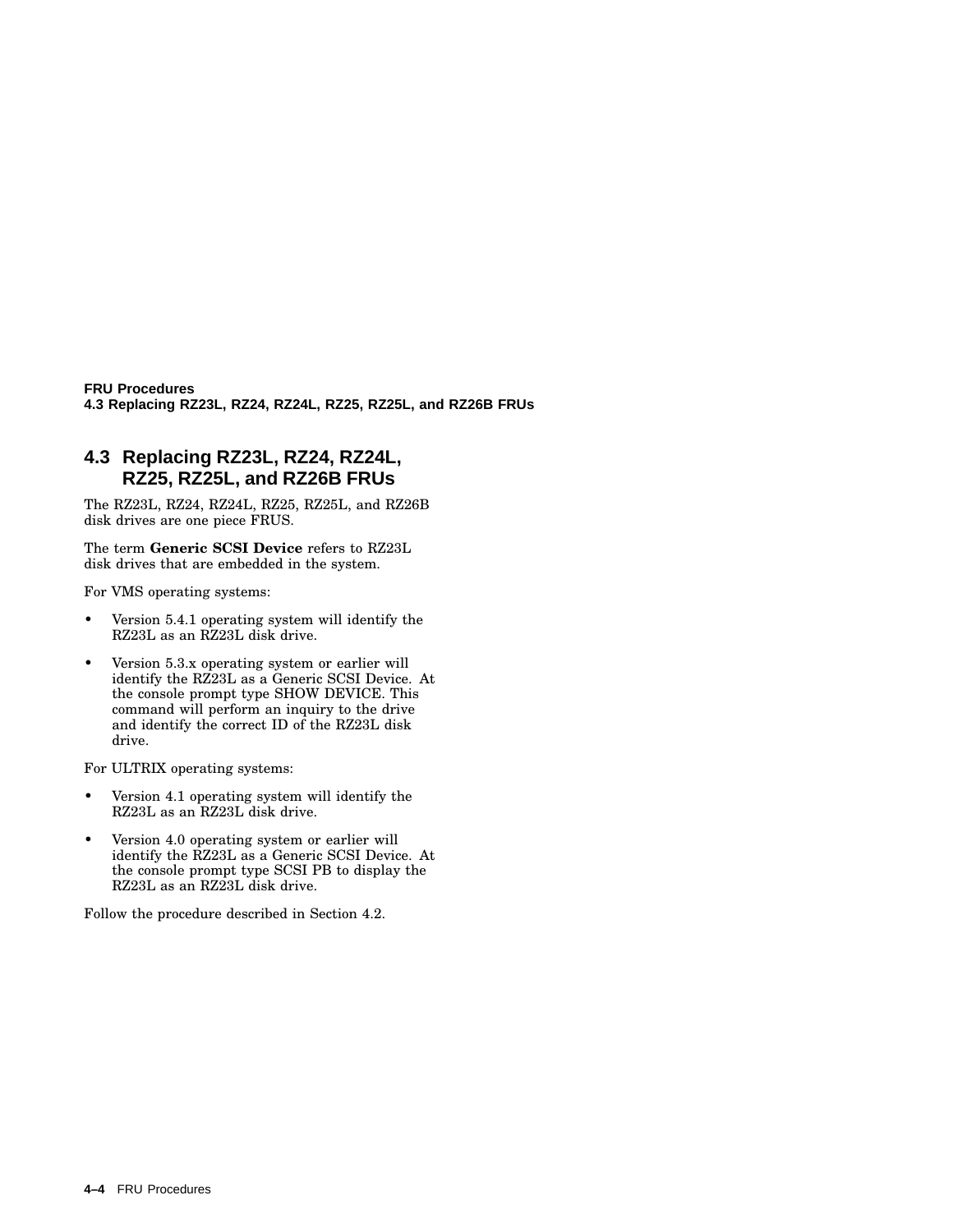## 4.3 Replacing RZ23L, RZ24, RZ24L, RZ25, RZ25L, and RZ26B FRUs

The RZ23L, RZ24, RZ24L, RZ25, RZ25L, and RZ26B disk drives are one piece FRUS.

The term **Generic SCSI Device** refers to RZ23L disk drives that are embedded in the system.

For VMS operating systems:

- Version 5.4.1 operating system will identify the RZ23L as an RZ23L disk drive.
- Version 5.3.x operating system or earlier will identify the RZ23L as a Generic SCSI Device. At the console prompt type SHOW DEVICE. This command will perform an inquiry to the drive and identify the correct ID of the RZ23L disk drive.

For ULTRIX operating systems:

- Version 4.1 operating system will identify the RZ23L as an RZ23L disk drive.
- Version 4.0 operating system or earlier will identify the RZ23L as a Generic SCSI Device. At the console prompt type SCSI PB to display the RZ23L as an RZ23L disk drive.

Follow the procedure described in Section 4.2.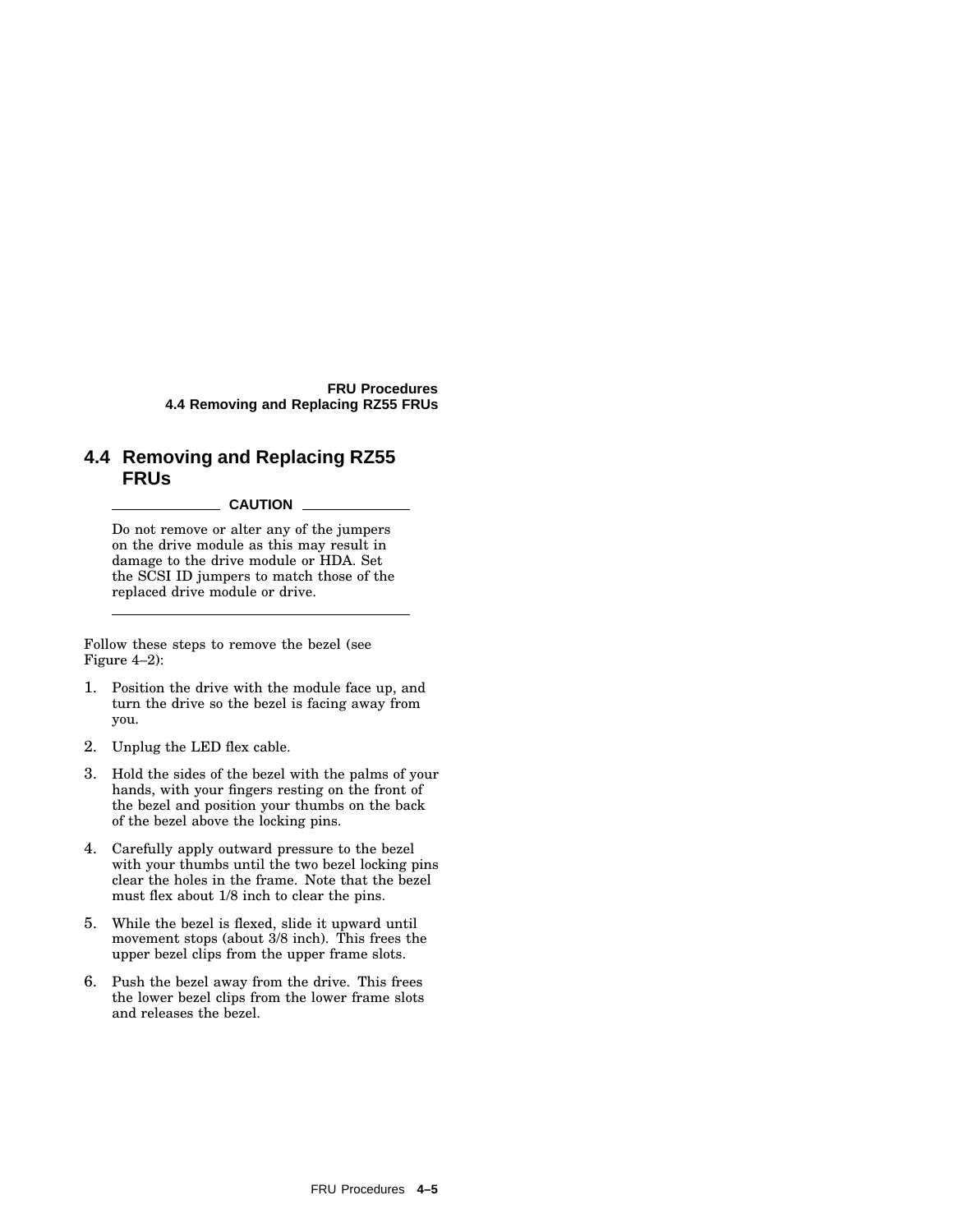## 4.4 Removing and Replacing RZ55 FRUs

**CAUTION**

Do not remove or alter any of the jumpers on the drive module as this may result in damage to the drive module or HDA. Set the SCSI ID jumpers to match those of the replaced drive module or drive.

---

Follow these steps to remove the bezel (see Figure 4–2):

1. Position the drive with the module face up, and turn the drive so the bezel is facing away from you.
2. Unplug the LED flex cable.
3. Hold the sides of the bezel with the palms of your hands, with your fingers resting on the front of the bezel and position your thumbs on the back of the bezel above the locking pins.
4. Carefully apply outward pressure to the bezel with your thumbs until the two bezel locking pins clear the holes in the frame. Note that the bezel must flex about 1/8 inch to clear the pins.
5. While the bezel is flexed, slide it upward until movement stops (about 3/8 inch). This frees the upper bezel clips from the upper frame slots.
6. Push the bezel away from the drive. This frees the lower bezel clips from the lower frame slots and releases the bezel.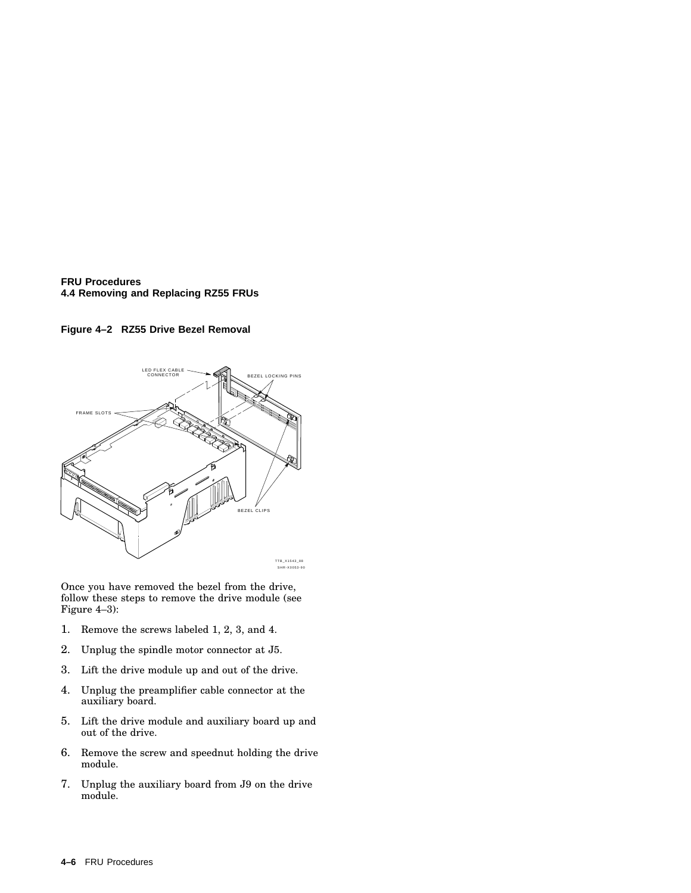**Figure 4–2 RZ55 Drive Bezel Removal**

Once you have removed the bezel from the drive, follow these steps to remove the drive module (see Figure 4–3):

1. Remove the screws labeled 1, 2, 3, and 4.
2. Unplug the spindle motor connector at J5.
3. Lift the drive module up and out of the drive.
4. Unplug the preamplifier cable connector at the auxiliary board.
5. Lift the drive module and auxiliary board up and out of the drive.
6. Remove the screw and speednut holding the drive module.
7. Unplug the auxiliary board from J9 on the drive module.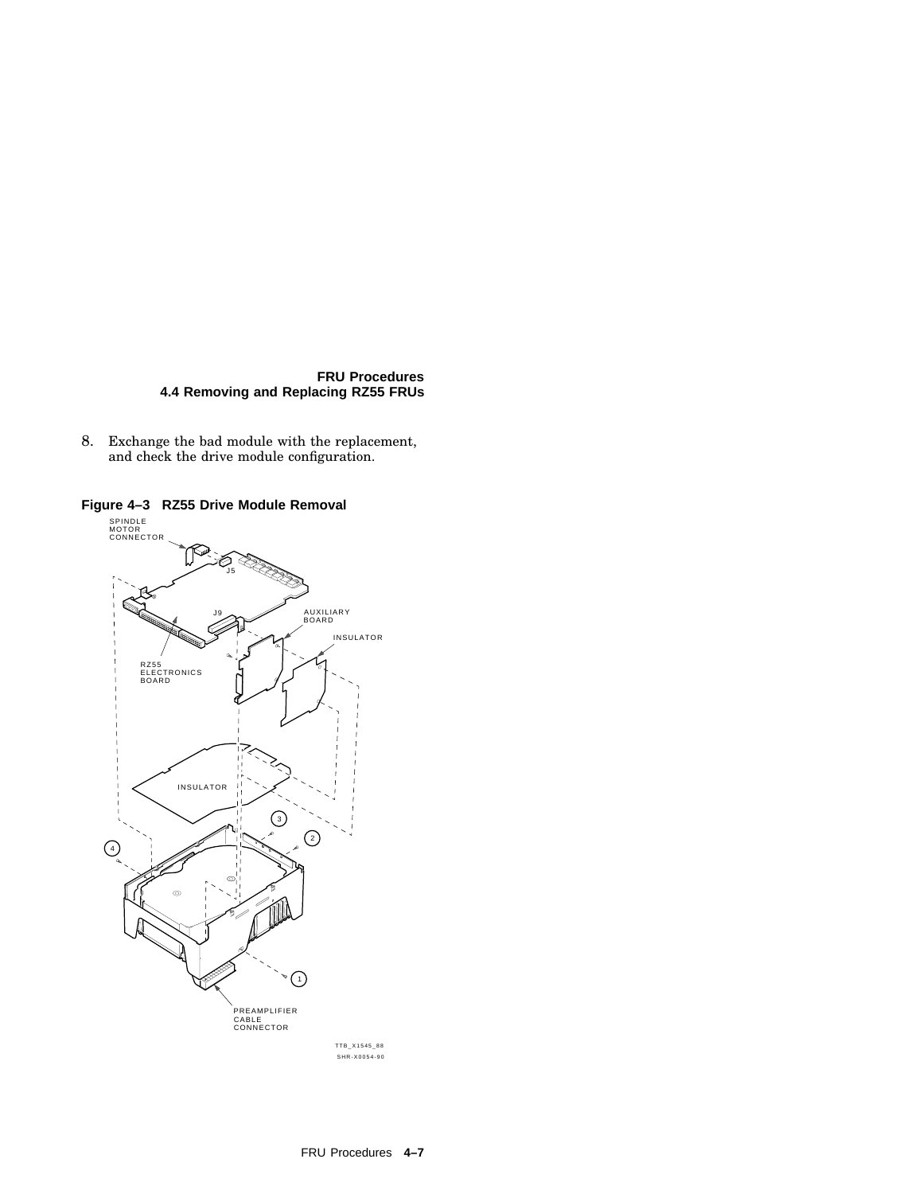8. Exchange the bad module with the replacement, and check the drive module configuration.

**Figure 4–3 RZ55 Drive Module Removal**

SPINDLE MOTOR CONNECTOR

J5

J9

AUXILIARY BOARD

INSULATOR

RZ55 ELECTRONICS BOARD

INSULATOR

3

2

4

1

PREAMPLIFIER CABLE CONNECTOR

TTB_X1545_88

SHR-X0054-90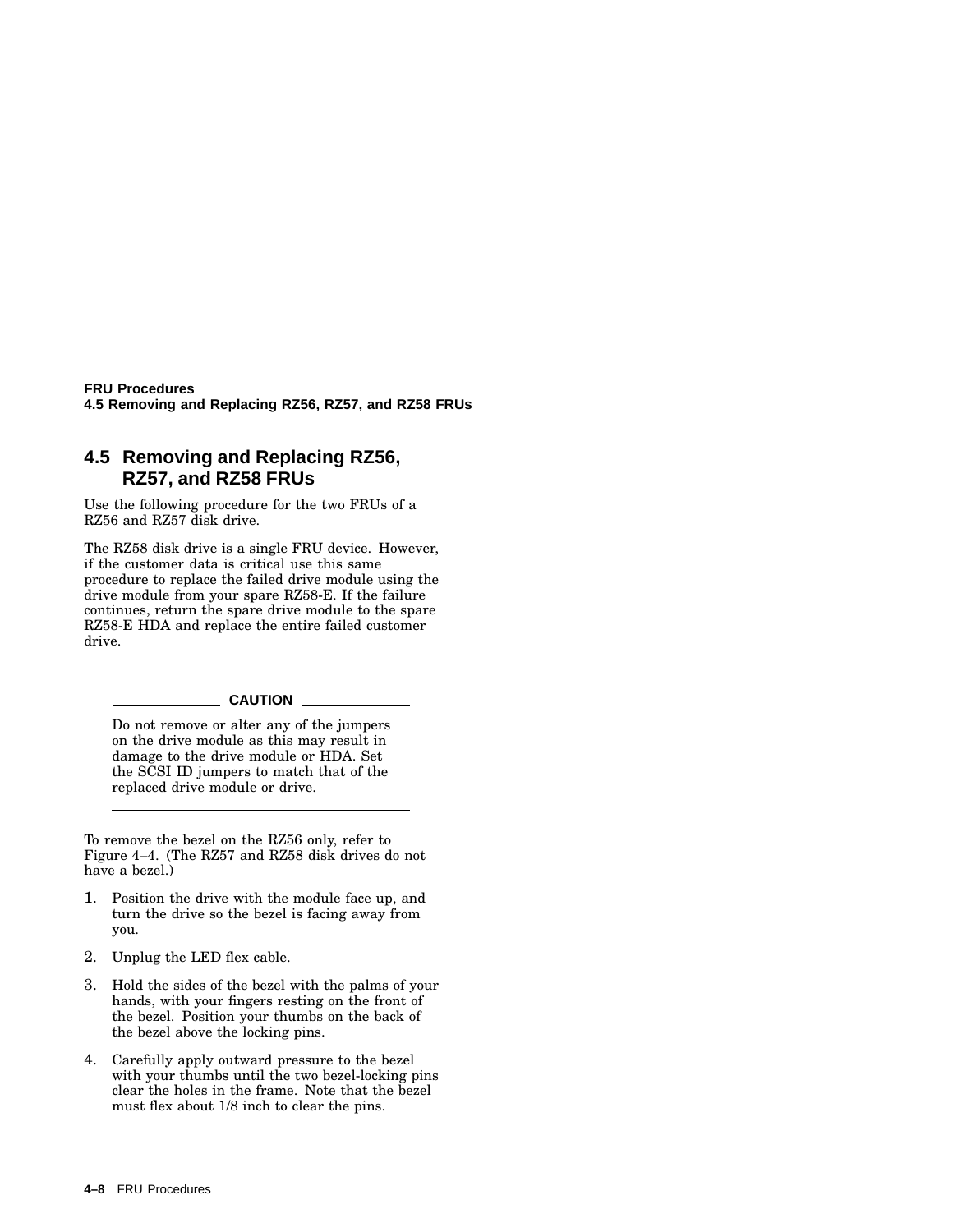## 4.5 Removing and Replacing RZ56, RZ57, and RZ58 FRUs

Use the following procedure for the two FRUs of a RZ56 and RZ57 disk drive.

The RZ58 disk drive is a single FRU device. However, if the customer data is critical use this same procedure to replace the failed drive module using the drive module from your spare RZ58-E. If the failure continues, return the spare drive module to the spare RZ58-E HDA and replace the entire failed customer drive.

**CAUTION**

Do not remove or alter any of the jumpers on the drive module as this may result in damage to the drive module or HDA. Set the SCSI ID jumpers to match that of the replaced drive module or drive.

---

To remove the bezel on the RZ56 only, refer to Figure 4–4. (The RZ57 and RZ58 disk drives do not have a bezel.)

1. Position the drive with the module face up, and turn the drive so the bezel is facing away from you.
2. Unplug the LED flex cable.
3. Hold the sides of the bezel with the palms of your hands, with your fingers resting on the front of the bezel. Position your thumbs on the back of the bezel above the locking pins.
4. Carefully apply outward pressure to the bezel with your thumbs until the two bezel-locking pins clear the holes in the frame. Note that the bezel must flex about 1/8 inch to clear the pins.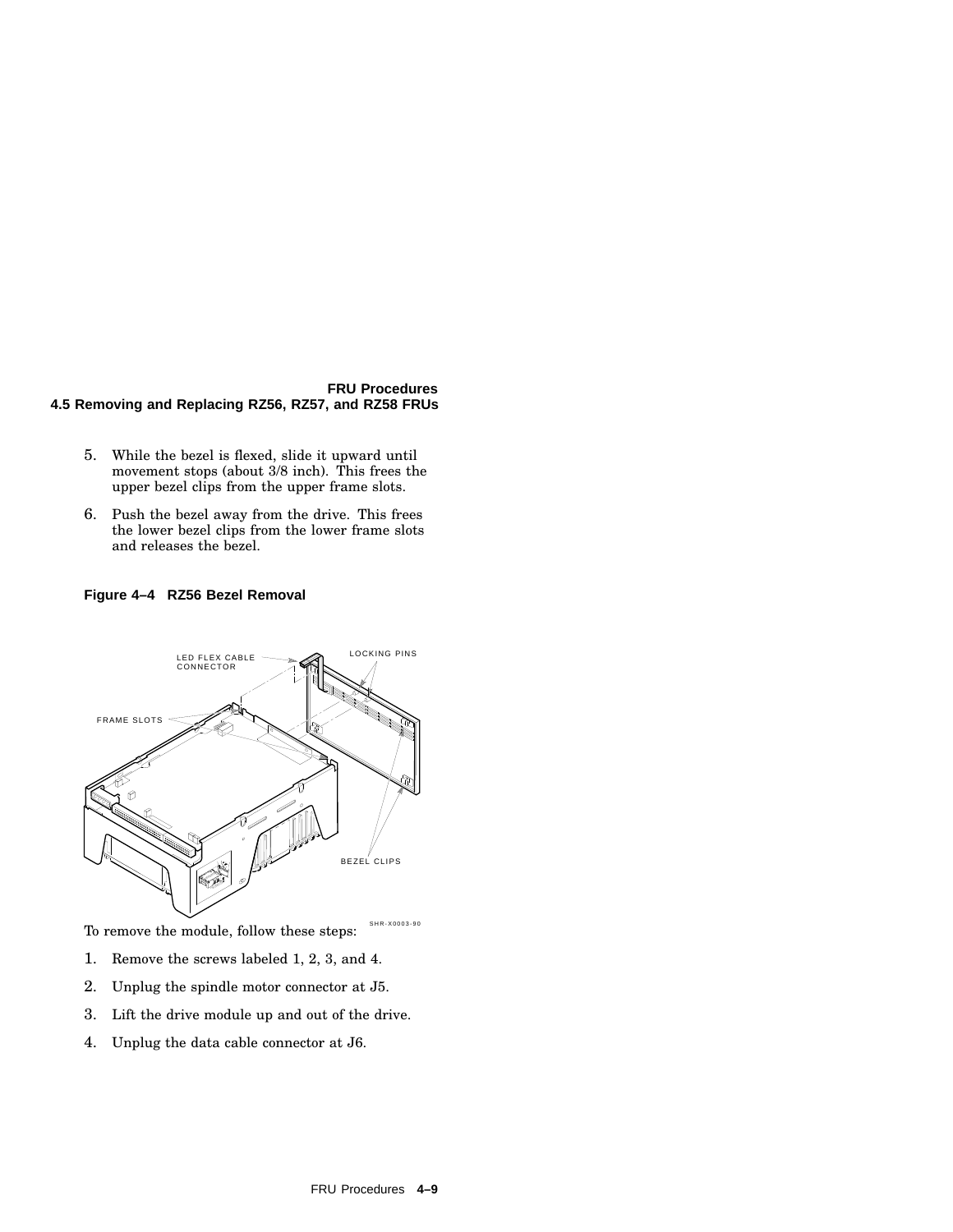5. While the bezel is flexed, slide it upward until movement stops (about 3/8 inch). This frees the upper bezel clips from the upper frame slots.
6. Push the bezel away from the drive. This frees the lower bezel clips from the lower frame slots and releases the bezel.

**Figure 4–4 RZ56 Bezel Removal**

To remove the module, follow these steps:

1. Remove the screws labeled 1, 2, 3, and 4.
2. Unplug the spindle motor connector at J5.
3. Lift the drive module up and out of the drive.
4. Unplug the data cable connector at J6.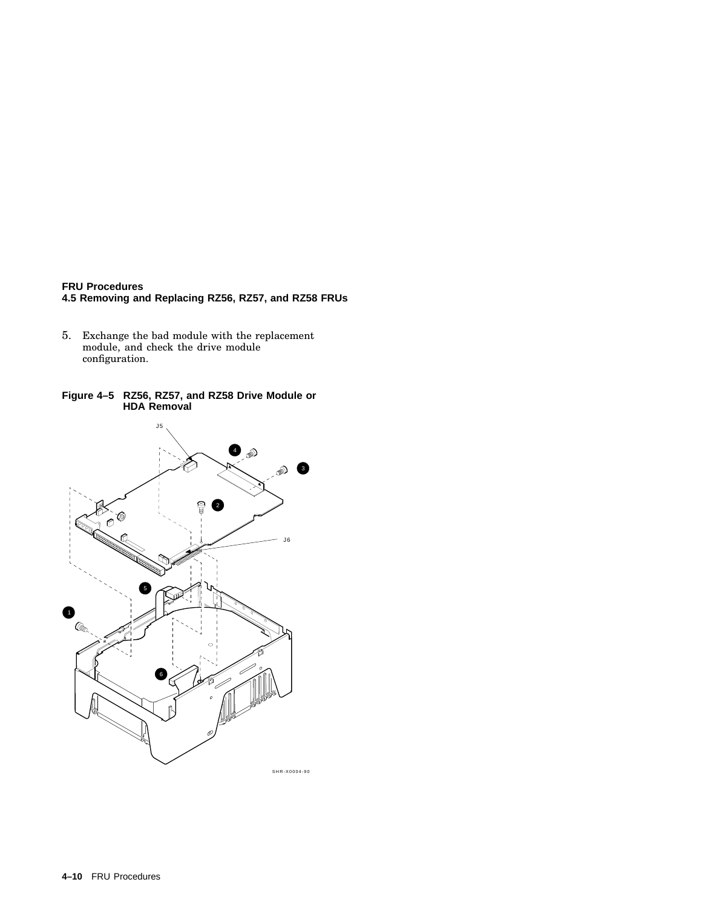5. Exchange the bad module with the replacement module, and check the drive module configuration.

**Figure 4–5 RZ56, RZ57, and RZ58 Drive Module or HDA Removal**

J5

4

3

2

J6

5

1

6

SHR-X0004-90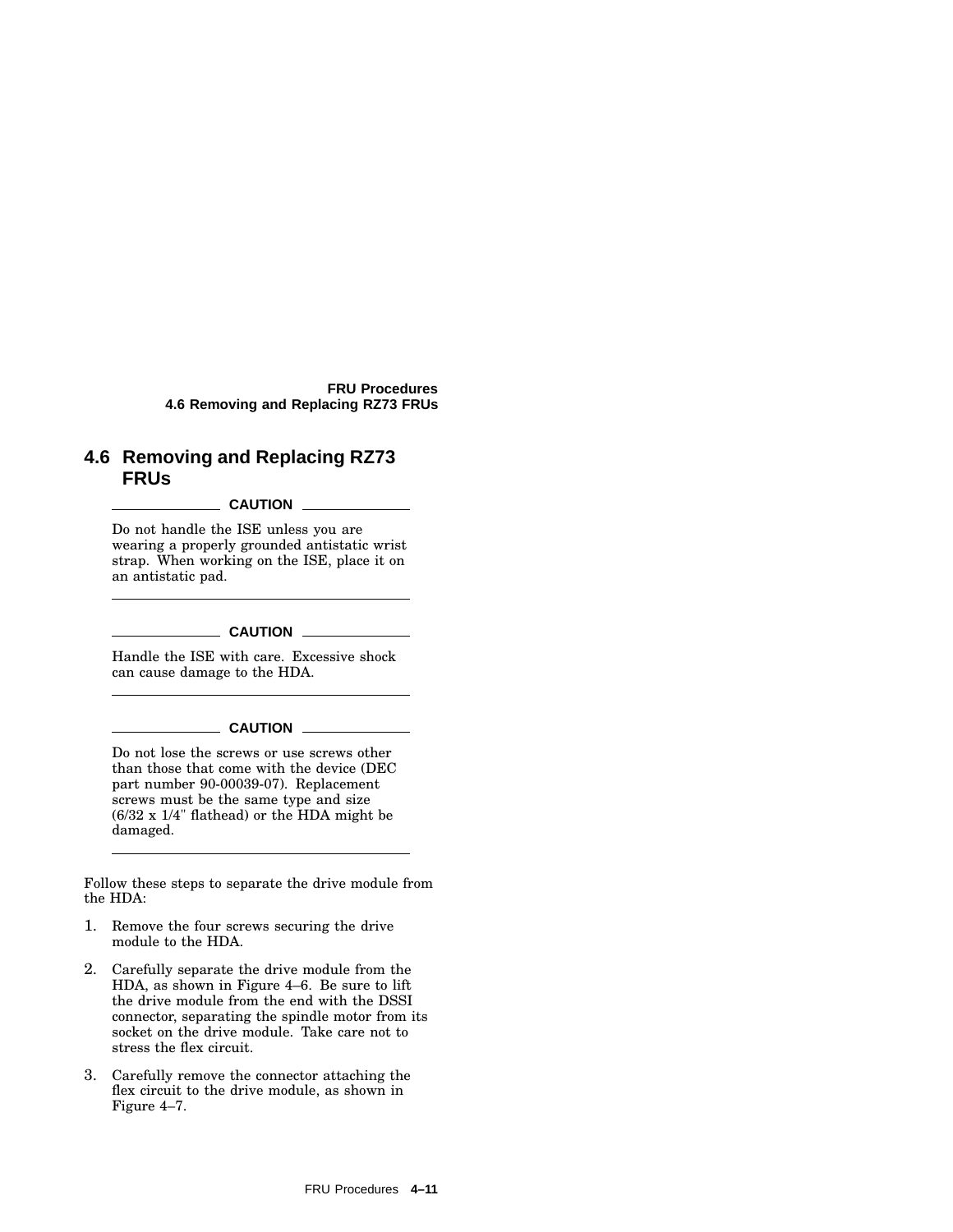## 4.6 Removing and Replacing RZ73 FRUs

**CAUTION**

Do not handle the ISE unless you are wearing a properly grounded antistatic wrist strap. When working on the ISE, place it on an antistatic pad.

**CAUTION**

Handle the ISE with care. Excessive shock can cause damage to the HDA.

**CAUTION**

Do not lose the screws or use screws other than those that come with the device (DEC part number 90-00039-07). Replacement screws must be the same type and size (6/32 x 1/4" flathead) or the HDA might be damaged.

Follow these steps to separate the drive module from the HDA:

1. Remove the four screws securing the drive module to the HDA.
2. Carefully separate the drive module from the HDA, as shown in Figure 4–6. Be sure to lift the drive module from the end with the DSSI connector, separating the spindle motor from its socket on the drive module. Take care not to stress the flex circuit.
3. Carefully remove the connector attaching the flex circuit to the drive module, as shown in Figure 4–7.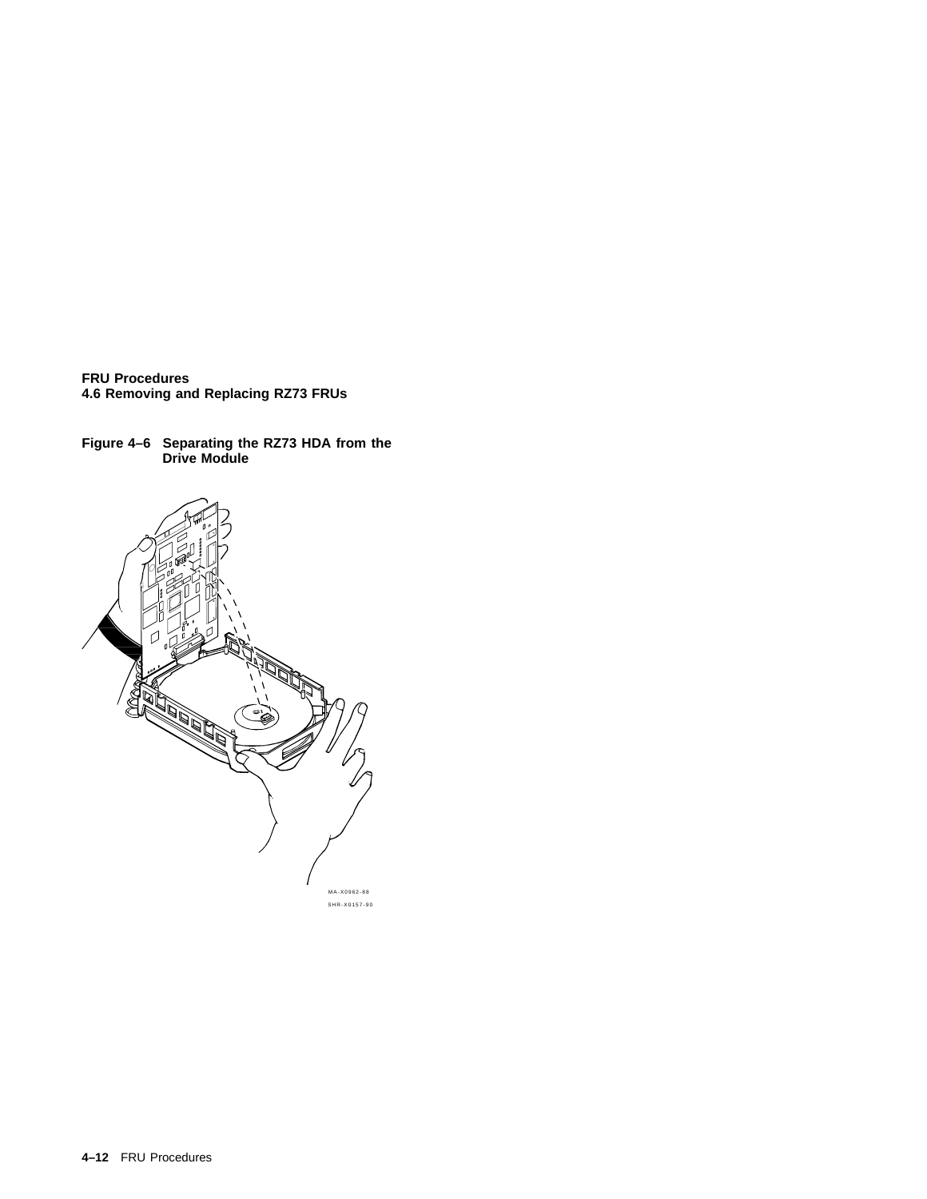**Figure 4–6 Separating the RZ73 HDA from the Drive Module**

MA-X0962-88

SHR-X0157-90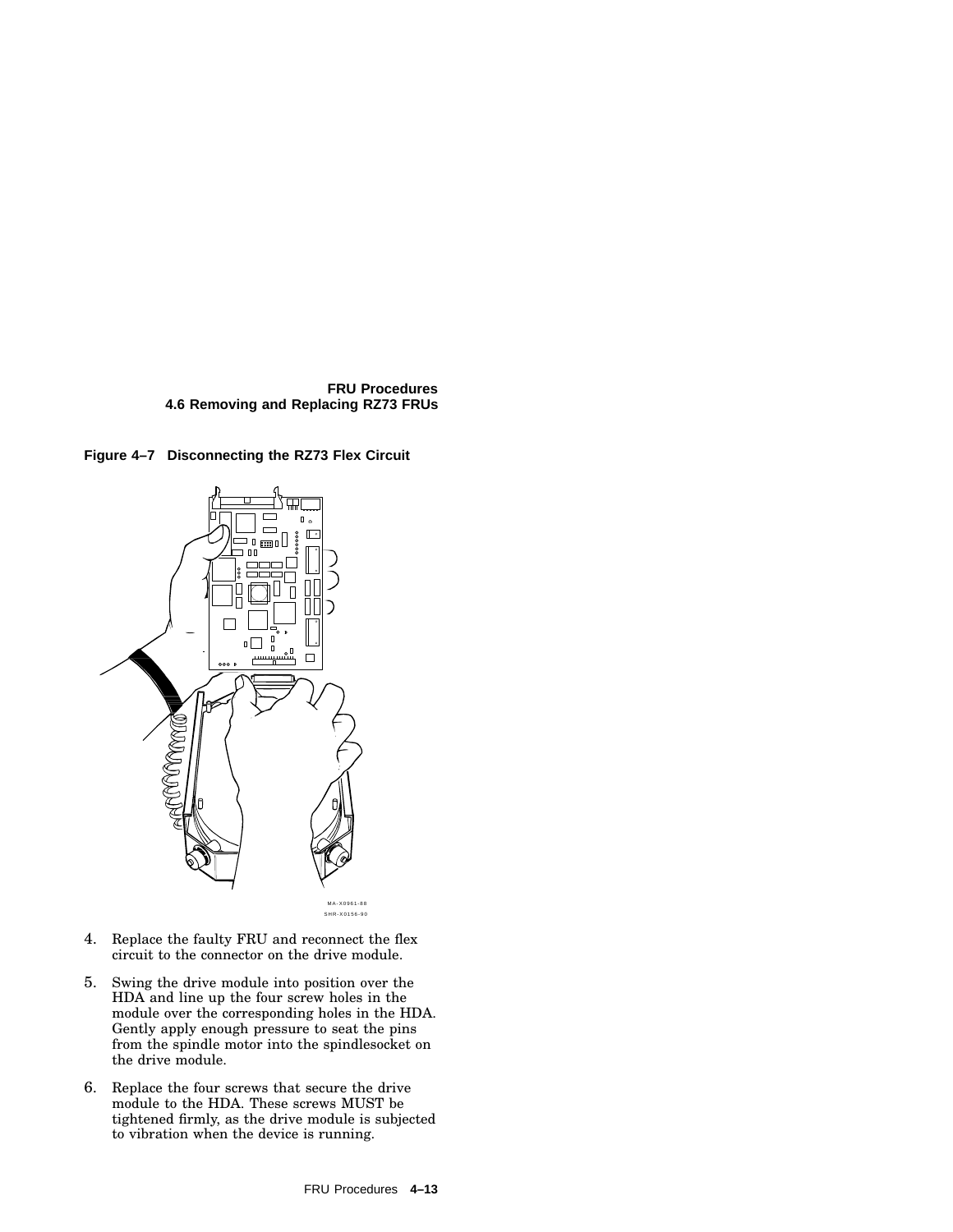**Figure 4–7 Disconnecting the RZ73 Flex Circuit**

MA-X0961-88
SHR-X0156-90

4. Replace the faulty FRU and reconnect the flex circuit to the connector on the drive module.

5. Swing the drive module into position over the HDA and line up the four screw holes in the module over the corresponding holes in the HDA. Gently apply enough pressure to seat the pins from the spindle motor into the spindlesocket on the drive module.

6. Replace the four screws that secure the drive module to the HDA. These screws MUST be tightened firmly, as the drive module is subjected to vibration when the device is running.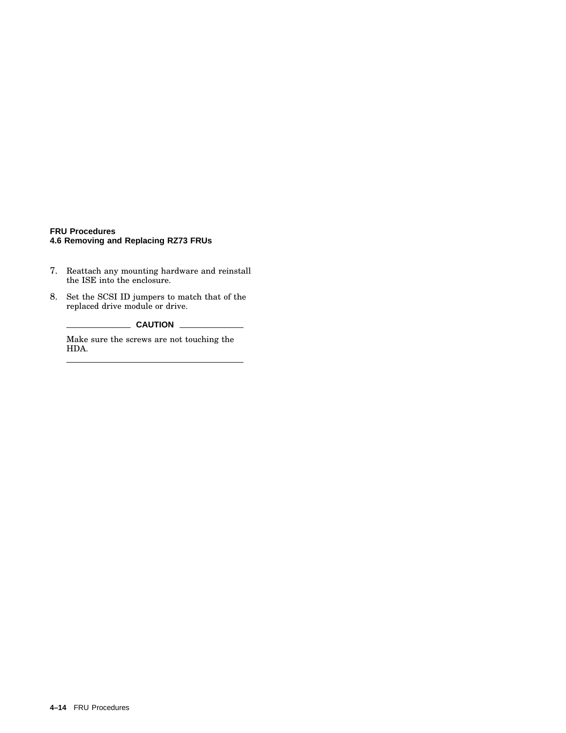7. Reattach any mounting hardware and reinstall the ISE into the enclosure.
8. Set the SCSI ID jumpers to match that of the replaced drive module or drive.

**CAUTION**

Make sure the screws are not touching the HDA.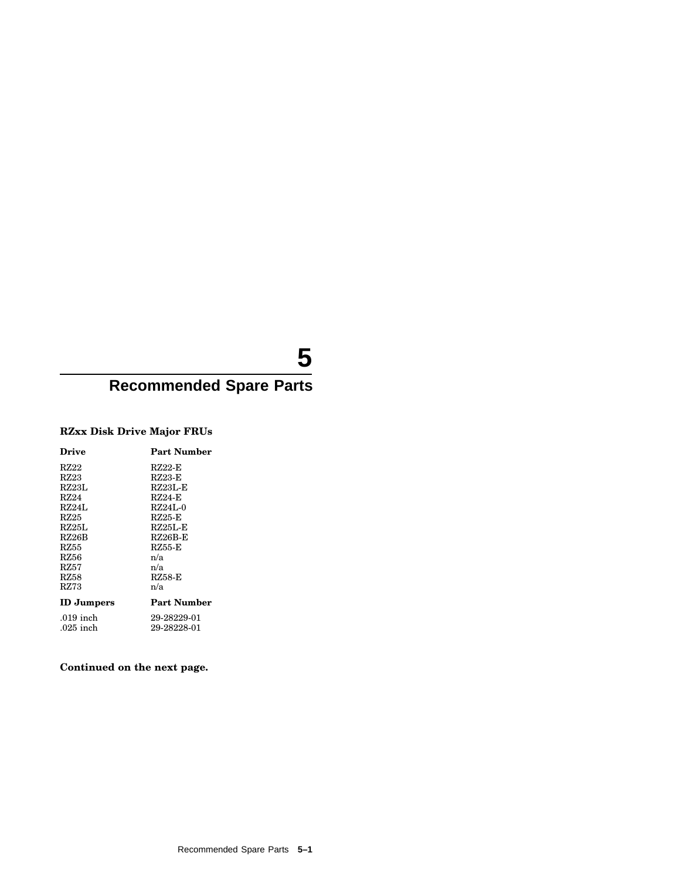# 5 Recommended Spare Parts

**RZxx Disk Drive Major FRUs**

| Drive | Part Number |
|---|---|
| RZ22 | RZ22-E |
| RZ23 | RZ23-E |
| RZ23L | RZ23L-E |
| RZ24 | RZ24-E |
| RZ24L | RZ24L-0 |
| RZ25 | RZ25-E |
| RZ25L | RZ25L-E |
| RZ26B | RZ26B-E |
| RZ55 | RZ55-E |
| RZ56 | n/a |
| RZ57 | n/a |
| RZ58 | RZ58-E |
| RZ73 | n/a |

| ID Jumpers | Part Number |
|---|---|
| .019 inch | 29-28229-01 |
| .025 inch | 29-28228-01 |

**Continued on the next page.**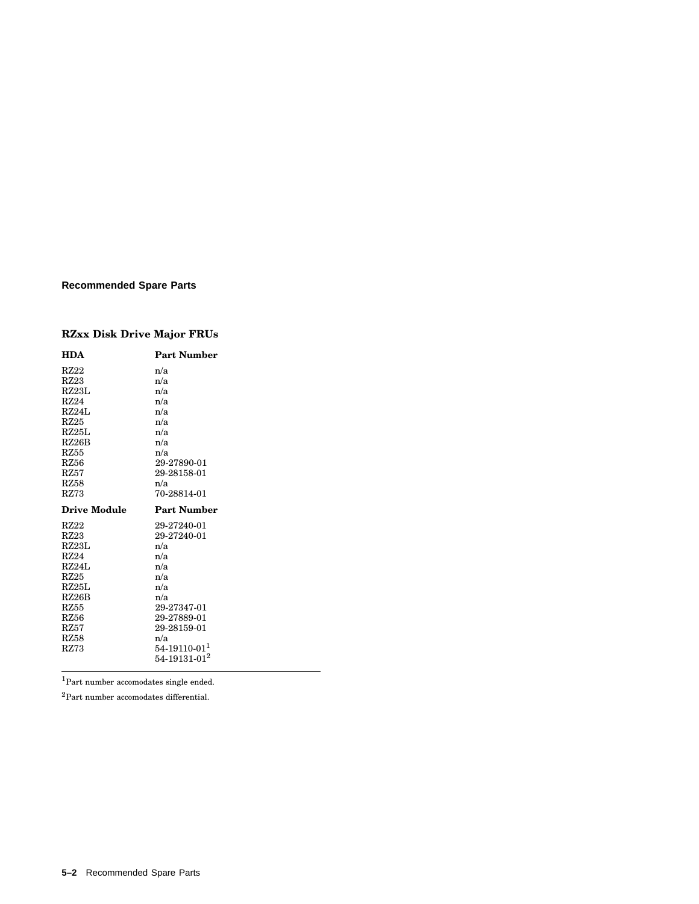## Recommended Spare Parts

### RZxx Disk Drive Major FRUs

| HDA | Part Number |
|---|---|
| RZ22 | n/a |
| RZ23 | n/a |
| RZ23L | n/a |
| RZ24 | n/a |
| RZ24L | n/a |
| RZ25 | n/a |
| RZ25L | n/a |
| RZ26B | n/a |
| RZ55 | n/a |
| RZ56 | 29-27890-01 |
| RZ57 | 29-28158-01 |
| RZ58 | n/a |
| RZ73 | 70-28814-01 |
| **Drive Module** | **Part Number** |
| RZ22 | 29-27240-01 |
| RZ23 | 29-27240-01 |
| RZ23L | n/a |
| RZ24 | n/a |
| RZ24L | n/a |
| RZ25 | n/a |
| RZ25L | n/a |
| RZ26B | n/a |
| RZ55 | 29-27347-01 |
| RZ56 | 29-27889-01 |
| RZ57 | 29-28159-01 |
| RZ58 | n/a |
| RZ73 | 54-19110-01[1] 54-19131-01[2] |

[1]Part number accomodates single ended.

[2]Part number accomodates differential.